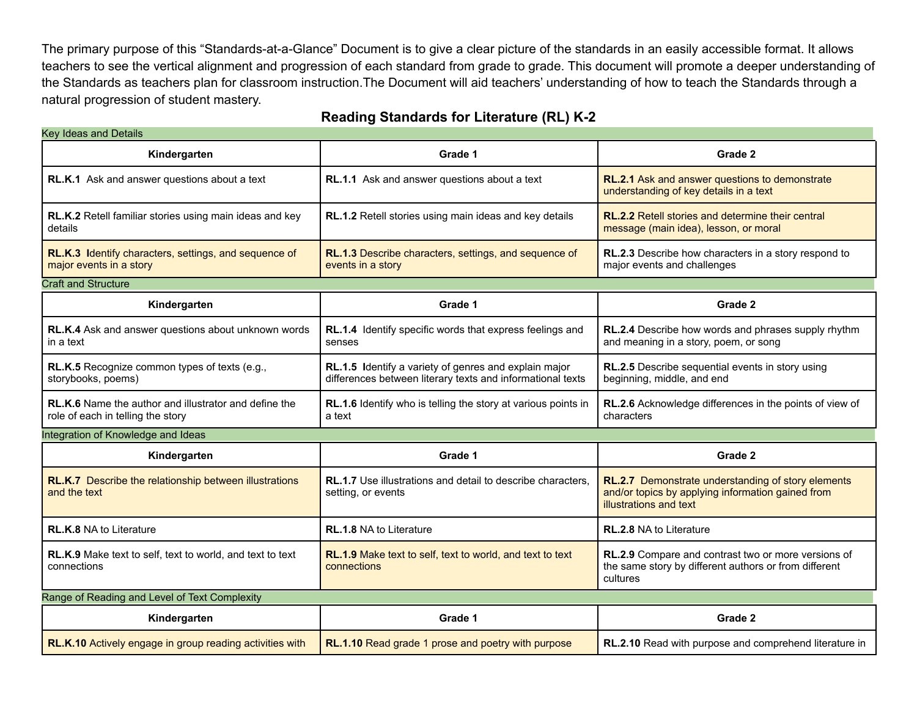The primary purpose of this "Standards-at-a-Glance" Document is to give a clear picture of the standards in an easily accessible format. It allows teachers to see the vertical alignment and progression of each standard from grade to grade. This document will promote a deeper understanding of the Standards as teachers plan for classroom instruction.The Document will aid teachers' understanding of how to teach the Standards through a natural progression of student mastery.

## Reading Standards for Literature (RL) K-2

### Key Ideas and Details

| Kindergarten | Grade 1 | Grade 2 |
|---|---|---|
| **RL.K.1** Ask and answer questions about a text | **RL.1.1** Ask and answer questions about a text | **RL.2.1** Ask and answer questions to demonstrate understanding of key details in a text |
| **RL.K.2** Retell familiar stories using main ideas and key details | **RL.1.2** Retell stories using main ideas and key details | **RL.2.2** Retell stories and determine their central message (main idea), lesson, or moral |
| **RL.K.3 I**dentify characters, settings, and sequence of major events in a story | **RL.1.3** Describe characters, settings, and sequence of events in a story | **RL.2.3** Describe how characters in a story respond to major events and challenges |

### Craft and Structure

| Kindergarten | Grade 1 | Grade 2 |
|---|---|---|
| **RL.K.4** Ask and answer questions about unknown words in a text | **RL.1.4** Identify specific words that express feelings and senses | **RL.2.4** Describe how words and phrases supply rhythm and meaning in a story, poem, or song |
| **RL.K.5** Recognize common types of texts (e.g., storybooks, poems) | **RL.1.5 I**dentify a variety of genres and explain major differences between literary texts and informational texts | **RL.2.5** Describe sequential events in story using beginning, middle, and end |
| **RL.K.6** Name the author and illustrator and define the role of each in telling the story | **RL.1.6** Identify who is telling the story at various points in a text | **RL.2.6** Acknowledge differences in the points of view of characters |

### Integration of Knowledge and Ideas

| Kindergarten | Grade 1 | Grade 2 |
|---|---|---|
| **RL.K.7** Describe the relationship between illustrations and the text | **RL.1.7** Use illustrations and detail to describe characters, setting, or events | **RL.2.7** Demonstrate understanding of story elements and/or topics by applying information gained from illustrations and text |
| **RL.K.8** NA to Literature | **RL.1.8** NA to Literature | **RL.2.8** NA to Literature |
| **RL.K.9** Make text to self, text to world, and text to text connections | **RL.1.9** Make text to self, text to world, and text to text connections | **RL.2.9** Compare and contrast two or more versions of the same story by different authors or from different cultures |

### Range of Reading and Level of Text Complexity

| Kindergarten | Grade 1 | Grade 2 |
|---|---|---|
| **RL.K.10** Actively engage in group reading activities with | **RL.1.10** Read grade 1 prose and poetry with purpose | **RL.2.10** Read with purpose and comprehend literature in |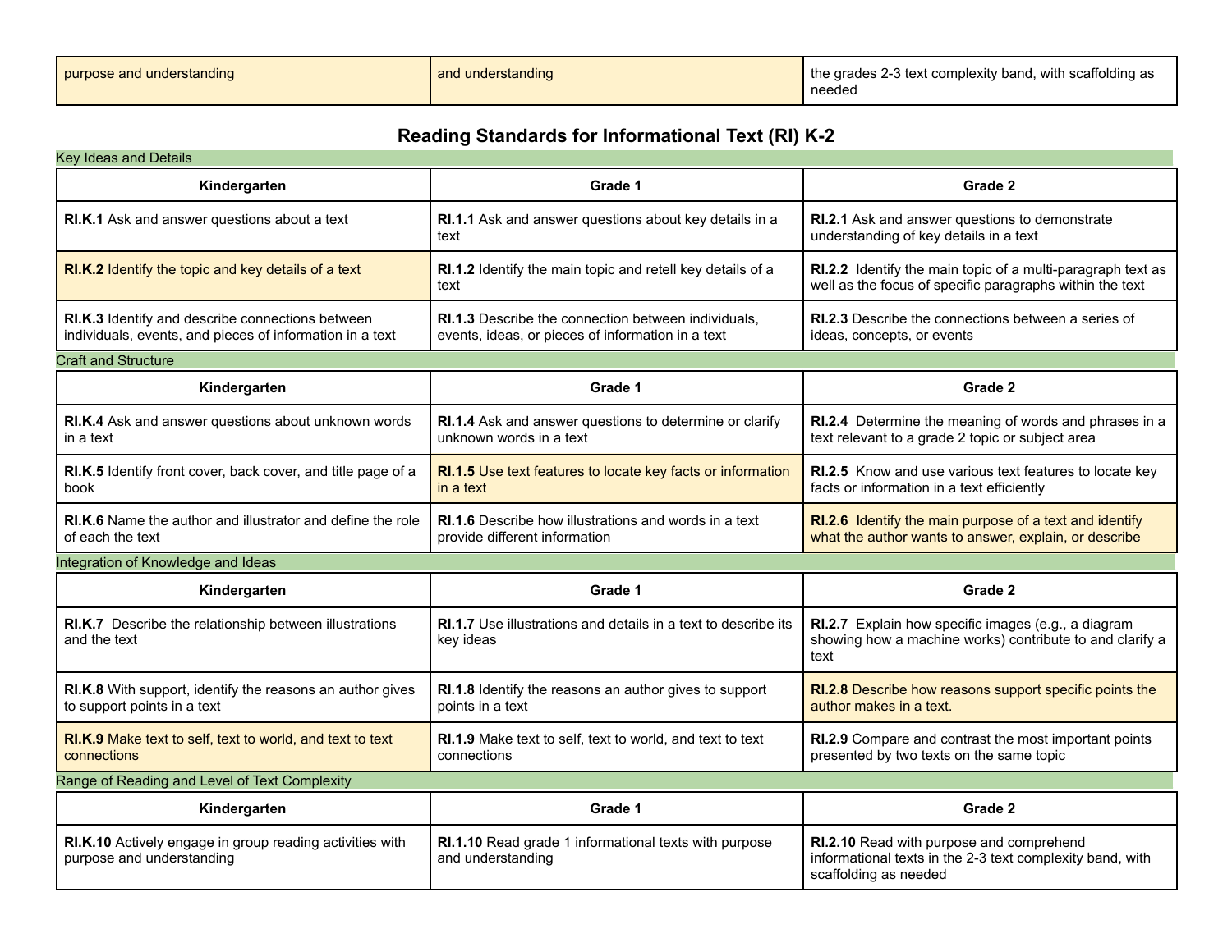| purpose and understanding | and understanding | the grades 2-3 text complexity band, with scaffolding as needed |
|---|---|---|

## Reading Standards for Informational Text (RI) K-2

### Key Ideas and Details

| Kindergarten | Grade 1 | Grade 2 |
|---|---|---|
| **RI.K.1** Ask and answer questions about a text | **RI.1.1** Ask and answer questions about key details in a text | **RI.2.1** Ask and answer questions to demonstrate understanding of key details in a text |
| **RI.K.2** Identify the topic and key details of a text | **RI.1.2** Identify the main topic and retell key details of a text | **RI.2.2** Identify the main topic of a multi-paragraph text as well as the focus of specific paragraphs within the text |
| **RI.K.3** Identify and describe connections between individuals, events, and pieces of information in a text | **RI.1.3** Describe the connection between individuals, events, ideas, or pieces of information in a text | **RI.2.3** Describe the connections between a series of ideas, concepts, or events |

### Craft and Structure

| Kindergarten | Grade 1 | Grade 2 |
|---|---|---|
| **RI.K.4** Ask and answer questions about unknown words in a text | **RI.1.4** Ask and answer questions to determine or clarify unknown words in a text | **RI.2.4** Determine the meaning of words and phrases in a text relevant to a grade 2 topic or subject area |
| **RI.K.5** Identify front cover, back cover, and title page of a book | **RI.1.5** Use text features to locate key facts or information in a text | **RI.2.5** Know and use various text features to locate key facts or information in a text efficiently |
| **RI.K.6** Name the author and illustrator and define the role of each the text | **RI.1.6** Describe how illustrations and words in a text provide different information | **RI.2.6** Identify the main purpose of a text and identify what the author wants to answer, explain, or describe |

### Integration of Knowledge and Ideas

| Kindergarten | Grade 1 | Grade 2 |
|---|---|---|
| **RI.K.7** Describe the relationship between illustrations and the text | **RI.1.7** Use illustrations and details in a text to describe its key ideas | **RI.2.7** Explain how specific images (e.g., a diagram showing how a machine works) contribute to and clarify a text |
| **RI.K.8** With support, identify the reasons an author gives to support points in a text | **RI.1.8** Identify the reasons an author gives to support points in a text | **RI.2.8** Describe how reasons support specific points the author makes in a text. |
| **RI.K.9** Make text to self, text to world, and text to text connections | **RI.1.9** Make text to self, text to world, and text to text connections | **RI.2.9** Compare and contrast the most important points presented by two texts on the same topic |

### Range of Reading and Level of Text Complexity

| Kindergarten | Grade 1 | Grade 2 |
|---|---|---|
| **RI.K.10** Actively engage in group reading activities with purpose and understanding | **RI.1.10** Read grade 1 informational texts with purpose and understanding | **RI.2.10** Read with purpose and comprehend informational texts in the 2-3 text complexity band, with scaffolding as needed |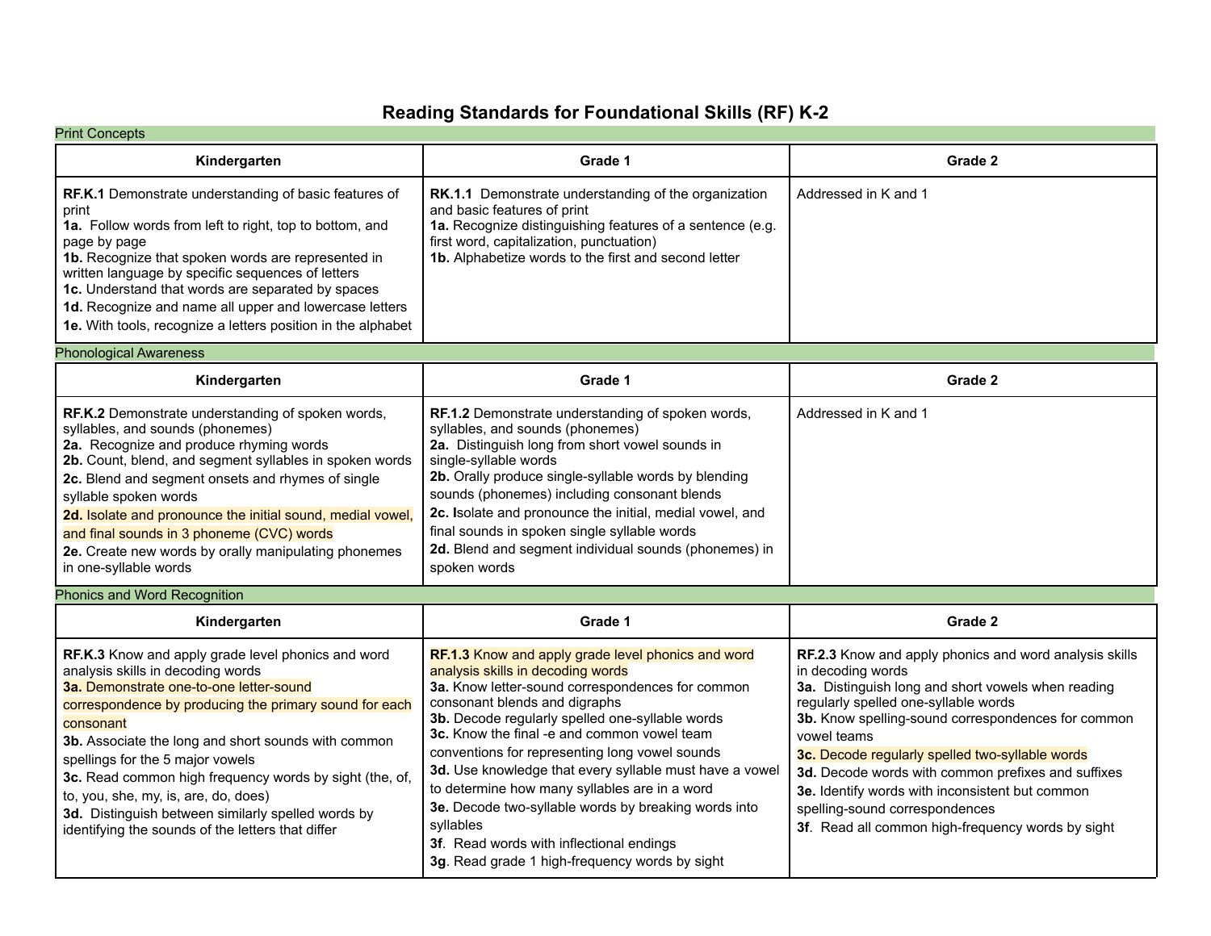# Reading Standards for Foundational Skills (RF) K-2

## Print Concepts

| Kindergarten | Grade 1 | Grade 2 |
|---|---|---|
| **RF.K.1** Demonstrate understanding of basic features of print<br>**1a.** Follow words from left to right, top to bottom, and page by page<br>**1b.** Recognize that spoken words are represented in written language by specific sequences of letters<br>**1c.** Understand that words are separated by spaces<br>**1d.** Recognize and name all upper and lowercase letters<br>**1e.** With tools, recognize a letters position in the alphabet | **RK.1.1** Demonstrate understanding of the organization and basic features of print<br>**1a.** Recognize distinguishing features of a sentence (e.g. first word, capitalization, punctuation)<br>**1b.** Alphabetize words to the first and second letter | Addressed in K and 1 |

## Phonological Awareness

| Kindergarten | Grade 1 | Grade 2 |
|---|---|---|
| **RF.K.2** Demonstrate understanding of spoken words, syllables, and sounds (phonemes)<br>**2a.** Recognize and produce rhyming words<br>**2b.** Count, blend, and segment syllables in spoken words<br>**2c.** Blend and segment onsets and rhymes of single syllable spoken words<br>**2d.** Isolate and pronounce the initial sound, medial vowel, and final sounds in 3 phoneme (CVC) words<br>**2e.** Create new words by orally manipulating phonemes in one-syllable words | **RF.1.2** Demonstrate understanding of spoken words, syllables, and sounds (phonemes)<br>**2a.** Distinguish long from short vowel sounds in single-syllable words<br>**2b.** Orally produce single-syllable words by blending sounds (phonemes) including consonant blends<br>**2c. I**solate and pronounce the initial, medial vowel, and final sounds in spoken single syllable words<br>**2d.** Blend and segment individual sounds (phonemes) in spoken words | Addressed in K and 1 |

## Phonics and Word Recognition

| Kindergarten | Grade 1 | Grade 2 |
|---|---|---|
| **RF.K.3** Know and apply grade level phonics and word analysis skills in decoding words<br>**3a.** Demonstrate one-to-one letter-sound correspondence by producing the primary sound for each consonant<br>**3b.** Associate the long and short sounds with common spellings for the 5 major vowels<br>**3c.** Read common high frequency words by sight (the, of, to, you, she, my, is, are, do, does)<br>**3d.** Distinguish between similarly spelled words by identifying the sounds of the letters that differ | **RF.1.3** Know and apply grade level phonics and word analysis skills in decoding words<br>**3a.** Know letter-sound correspondences for common consonant blends and digraphs<br>**3b.** Decode regularly spelled one-syllable words<br>**3c.** Know the final -e and common vowel team conventions for representing long vowel sounds<br>**3d.** Use knowledge that every syllable must have a vowel to determine how many syllables are in a word<br>**3e.** Decode two-syllable words by breaking words into syllables<br>**3f**. Read words with inflectional endings<br>**3g**. Read grade 1 high-frequency words by sight | **RF.2.3** Know and apply phonics and word analysis skills in decoding words<br>**3a.** Distinguish long and short vowels when reading regularly spelled one-syllable words<br>**3b.** Know spelling-sound correspondences for common vowel teams<br>**3c.** Decode regularly spelled two-syllable words<br>**3d.** Decode words with common prefixes and suffixes<br>**3e.** Identify words with inconsistent but common spelling-sound correspondences<br>**3f**. Read all common high-frequency words by sight |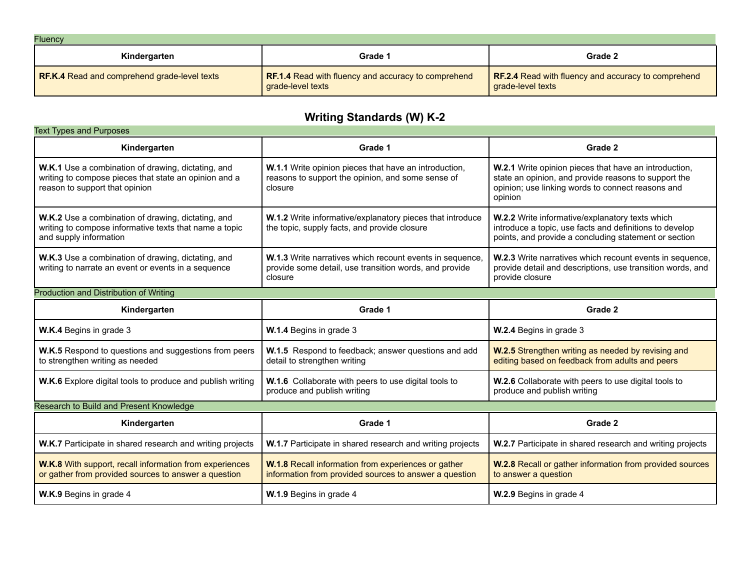### Fluency

| Kindergarten | Grade 1 | Grade 2 |
|---|---|---|
| **RF.K.4** Read and comprehend grade-level texts | **RF.1.4** Read with fluency and accuracy to comprehend grade-level texts | **RF.2.4** Read with fluency and accuracy to comprehend grade-level texts |

## Writing Standards (W) K-2

### Text Types and Purposes

| Kindergarten | Grade 1 | Grade 2 |
|---|---|---|
| **W.K.1** Use a combination of drawing, dictating, and writing to compose pieces that state an opinion and a reason to support that opinion | **W.1.1** Write opinion pieces that have an introduction, reasons to support the opinion, and some sense of closure | **W.2.1** Write opinion pieces that have an introduction, state an opinion, and provide reasons to support the opinion; use linking words to connect reasons and opinion |
| **W.K.2** Use a combination of drawing, dictating, and writing to compose informative texts that name a topic and supply information | **W.1.2** Write informative/explanatory pieces that introduce the topic, supply facts, and provide closure | **W.2.2** Write informative/explanatory texts which introduce a topic, use facts and definitions to develop points, and provide a concluding statement or section |
| **W.K.3** Use a combination of drawing, dictating, and writing to narrate an event or events in a sequence | **W.1.3** Write narratives which recount events in sequence, provide some detail, use transition words, and provide closure | **W.2.3** Write narratives which recount events in sequence, provide detail and descriptions, use transition words, and provide closure |

### Production and Distribution of Writing

| Kindergarten | Grade 1 | Grade 2 |
|---|---|---|
| **W.K.4** Begins in grade 3 | **W.1.4** Begins in grade 3 | **W.2.4** Begins in grade 3 |
| **W.K.5** Respond to questions and suggestions from peers to strengthen writing as needed | **W.1.5** Respond to feedback; answer questions and add detail to strengthen writing | **W.2.5** Strengthen writing as needed by revising and editing based on feedback from adults and peers |
| **W.K.6** Explore digital tools to produce and publish writing | **W.1.6** Collaborate with peers to use digital tools to produce and publish writing | **W.2.6** Collaborate with peers to use digital tools to produce and publish writing |

### Research to Build and Present Knowledge

| Kindergarten | Grade 1 | Grade 2 |
|---|---|---|
| **W.K.7** Participate in shared research and writing projects | **W.1.7** Participate in shared research and writing projects | **W.2.7** Participate in shared research and writing projects |
| **W.K.8** With support, recall information from experiences or gather from provided sources to answer a question | **W.1.8** Recall information from experiences or gather information from provided sources to answer a question | **W.2.8** Recall or gather information from provided sources to answer a question |
| **W.K.9** Begins in grade 4 | **W.1.9** Begins in grade 4 | **W.2.9** Begins in grade 4 |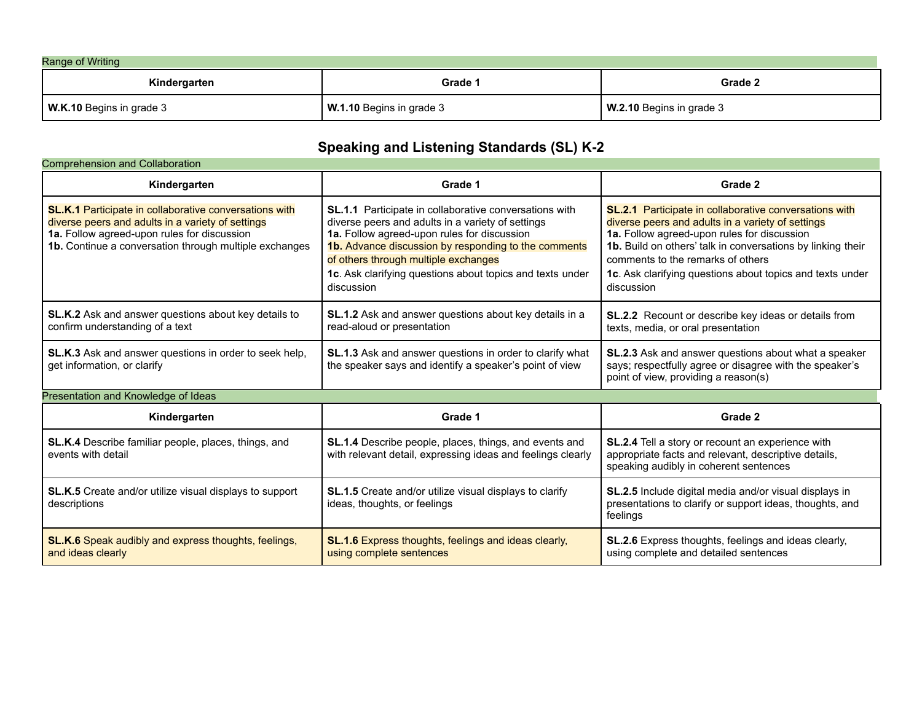Range of Writing

| Kindergarten | Grade 1 | Grade 2 |
|---|---|---|
| **W.K.10** Begins in grade 3 | **W.1.10** Begins in grade 3 | **W.2.10** Begins in grade 3 |

## Speaking and Listening Standards (SL) K-2

Comprehension and Collaboration

| Kindergarten | Grade 1 | Grade 2 |
|---|---|---|
| **SL.K.1** Participate in collaborative conversations with diverse peers and adults in a variety of settings<br>**1a.** Follow agreed-upon rules for discussion<br>**1b.** Continue a conversation through multiple exchanges | **SL.1.1** Participate in collaborative conversations with diverse peers and adults in a variety of settings<br>**1a.** Follow agreed-upon rules for discussion<br>**1b.** Advance discussion by responding to the comments of others through multiple exchanges<br>**1c**. Ask clarifying questions about topics and texts under discussion | **SL.2.1** Participate in collaborative conversations with diverse peers and adults in a variety of settings<br>**1a.** Follow agreed-upon rules for discussion<br>**1b.** Build on others' talk in conversations by linking their comments to the remarks of others<br>**1c**. Ask clarifying questions about topics and texts under discussion |
| **SL.K.2** Ask and answer questions about key details to confirm understanding of a text | **SL.1.2** Ask and answer questions about key details in a read-aloud or presentation | **SL.2.2** Recount or describe key ideas or details from texts, media, or oral presentation |
| **SL.K.3** Ask and answer questions in order to seek help, get information, or clarify | **SL.1.3** Ask and answer questions in order to clarify what the speaker says and identify a speaker's point of view | **SL.2.3** Ask and answer questions about what a speaker says; respectfully agree or disagree with the speaker's point of view, providing a reason(s) |

Presentation and Knowledge of Ideas

| Kindergarten | Grade 1 | Grade 2 |
|---|---|---|
| **SL.K.4** Describe familiar people, places, things, and events with detail | **SL.1.4** Describe people, places, things, and events and with relevant detail, expressing ideas and feelings clearly | **SL.2.4** Tell a story or recount an experience with appropriate facts and relevant, descriptive details, speaking audibly in coherent sentences |
| **SL.K.5** Create and/or utilize visual displays to support descriptions | **SL.1.5** Create and/or utilize visual displays to clarify ideas, thoughts, or feelings | **SL.2.5** Include digital media and/or visual displays in presentations to clarify or support ideas, thoughts, and feelings |
| **SL.K.6** Speak audibly and express thoughts, feelings, and ideas clearly | **SL.1.6** Express thoughts, feelings and ideas clearly, using complete sentences | **SL.2.6** Express thoughts, feelings and ideas clearly, using complete and detailed sentences |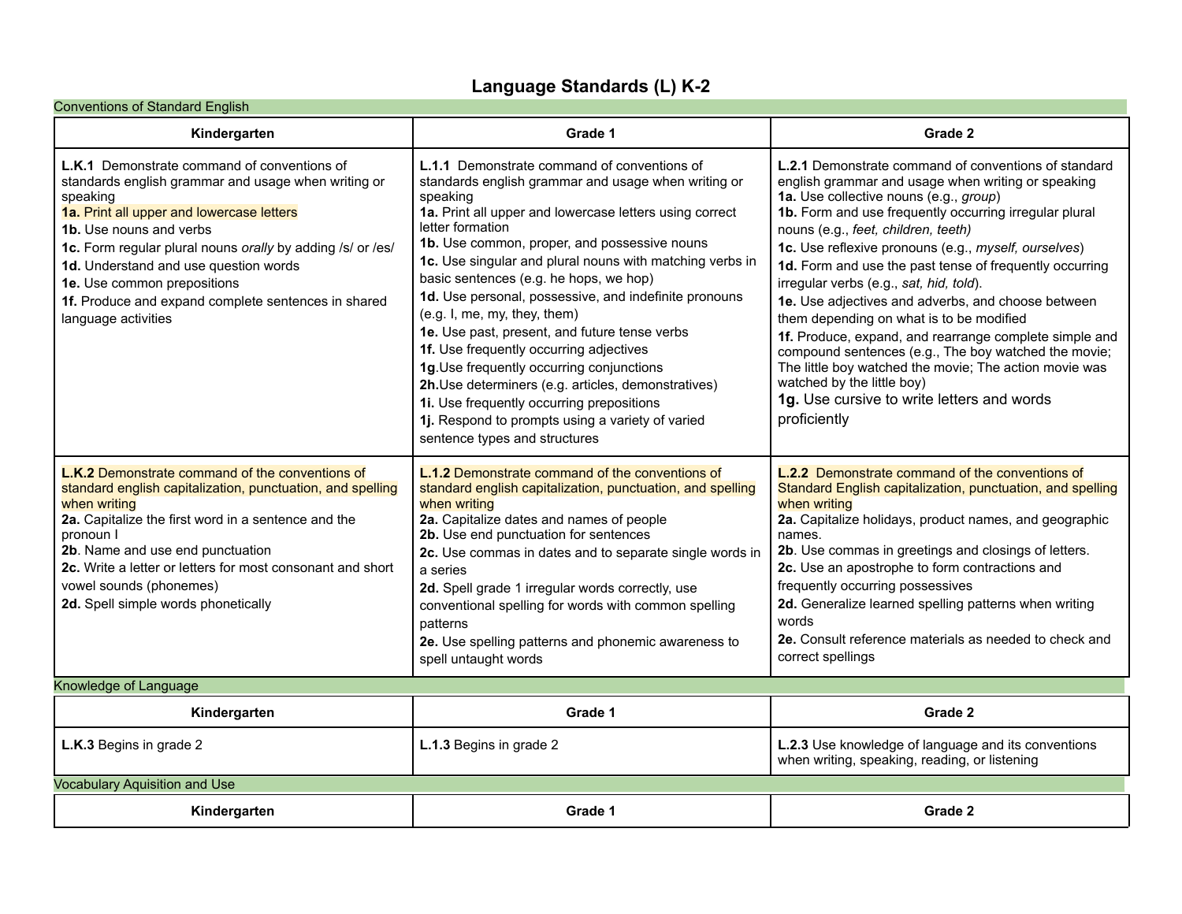# Language Standards (L) K-2

## Conventions of Standard English

| Kindergarten | Grade 1 | Grade 2 |
|---|---|---|
| **L.K.1** Demonstrate command of conventions of standards english grammar and usage when writing or speaking<br>**1a.** Print all upper and lowercase letters<br>**1b.** Use nouns and verbs<br>**1c.** Form regular plural nouns *orally* by adding /s/ or /es/<br>**1d.** Understand and use question words<br>**1e.** Use common prepositions<br>**1f.** Produce and expand complete sentences in shared language activities | **L.1.1** Demonstrate command of conventions of standards english grammar and usage when writing or speaking<br>**1a.** Print all upper and lowercase letters using correct letter formation<br>**1b.** Use common, proper, and possessive nouns<br>**1c.** Use singular and plural nouns with matching verbs in basic sentences (e.g. he hops, we hop)<br>**1d.** Use personal, possessive, and indefinite pronouns (e.g. I, me, my, they, them)<br>**1e.** Use past, present, and future tense verbs<br>**1f.** Use frequently occurring adjectives<br>**1g**.Use frequently occurring conjunctions<br>**2h.**Use determiners (e.g. articles, demonstratives)<br>**1i.** Use frequently occurring prepositions<br>**1j.** Respond to prompts using a variety of varied sentence types and structures | **L.2.1** Demonstrate command of conventions of standard english grammar and usage when writing or speaking<br>**1a.** Use collective nouns (e.g., *group*)<br>**1b.** Form and use frequently occurring irregular plural nouns (e.g., *feet, children, teeth)*<br>**1c.** Use reflexive pronouns (e.g., *myself, ourselves*)<br>**1d.** Form and use the past tense of frequently occurring irregular verbs (e.g., *sat, hid, told*).<br>**1e.** Use adjectives and adverbs, and choose between them depending on what is to be modified<br>**1f.** Produce, expand, and rearrange complete simple and compound sentences (e.g., The boy watched the movie; The little boy watched the movie; The action movie was watched by the little boy)<br>**1g.** Use cursive to write letters and words proficiently |
| **L.K.2** Demonstrate command of the conventions of standard english capitalization, punctuation, and spelling when writing<br>**2a.** Capitalize the first word in a sentence and the pronoun I<br>**2b**. Name and use end punctuation<br>**2c.** Write a letter or letters for most consonant and short vowel sounds (phonemes)<br>**2d.** Spell simple words phonetically | **L.1.2** Demonstrate command of the conventions of standard english capitalization, punctuation, and spelling when writing<br>**2a.** Capitalize dates and names of people<br>**2b.** Use end punctuation for sentences<br>**2c.** Use commas in dates and to separate single words in a series<br>**2d.** Spell grade 1 irregular words correctly, use conventional spelling for words with common spelling patterns<br>**2e.** Use spelling patterns and phonemic awareness to spell untaught words | **L.2.2** Demonstrate command of the conventions of Standard English capitalization, punctuation, and spelling when writing<br>**2a.** Capitalize holidays, product names, and geographic names.<br>**2b**. Use commas in greetings and closings of letters.<br>**2c.** Use an apostrophe to form contractions and frequently occurring possessives<br>**2d.** Generalize learned spelling patterns when writing words<br>**2e.** Consult reference materials as needed to check and correct spellings |

## Knowledge of Language

| Kindergarten | Grade 1 | Grade 2 |
|---|---|---|
| **L.K.3** Begins in grade 2 | **L.1.3** Begins in grade 2 | **L.2.3** Use knowledge of language and its conventions when writing, speaking, reading, or listening |

## Vocabulary Aquisition and Use

| Kindergarten | Grade 1 | Grade 2 |
|---|---|---|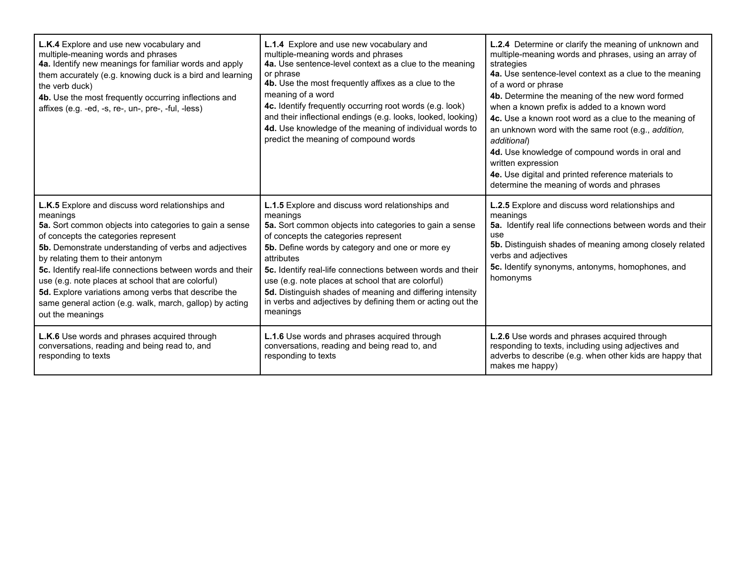| | | |
|---|---|---|
| **L.K.4** Explore and use new vocabulary and multiple-meaning words and phrases<br>**4a.** Identify new meanings for familiar words and apply them accurately (e.g. knowing duck is a bird and learning the verb duck)<br>**4b.** Use the most frequently occurring inflections and affixes (e.g. -ed, -s, re-, un-, pre-, -ful, -less) | **L.1.4** Explore and use new vocabulary and multiple-meaning words and phrases<br>**4a.** Use sentence-level context as a clue to the meaning or phrase<br>**4b.** Use the most frequently affixes as a clue to the meaning of a word<br>**4c.** Identify frequently occurring root words (e.g. look) and their inflectional endings (e.g. looks, looked, looking)<br>**4d.** Use knowledge of the meaning of individual words to predict the meaning of compound words | **L.2.4** Determine or clarify the meaning of unknown and multiple-meaning words and phrases, using an array of strategies<br>**4a.** Use sentence-level context as a clue to the meaning of a word or phrase<br>**4b.** Determine the meaning of the new word formed when a known prefix is added to a known word<br>**4c.** Use a known root word as a clue to the meaning of an unknown word with the same root (e.g., *addition, additional*)<br>**4d.** Use knowledge of compound words in oral and written expression<br>**4e.** Use digital and printed reference materials to determine the meaning of words and phrases |
| **L.K.5** Explore and discuss word relationships and meanings<br>**5a.** Sort common objects into categories to gain a sense of concepts the categories represent<br>**5b.** Demonstrate understanding of verbs and adjectives by relating them to their antonym<br>**5c.** Identify real-life connections between words and their use (e.g. note places at school that are colorful)<br>**5d.** Explore variations among verbs that describe the same general action (e.g. walk, march, gallop) by acting out the meanings | **L.1.5** Explore and discuss word relationships and meanings<br>**5a.** Sort common objects into categories to gain a sense of concepts the categories represent<br>**5b.** Define words by category and one or more ey attributes<br>**5c.** Identify real-life connections between words and their use (e.g. note places at school that are colorful)<br>**5d.** Distinguish shades of meaning and differing intensity in verbs and adjectives by defining them or acting out the meanings | **L.2.5** Explore and discuss word relationships and meanings<br>**5a.** Identify real life connections between words and their use<br>**5b.** Distinguish shades of meaning among closely related verbs and adjectives<br>**5c.** Identify synonyms, antonyms, homophones, and homonyms |
| **L.K.6** Use words and phrases acquired through conversations, reading and being read to, and responding to texts | **L.1.6** Use words and phrases acquired through conversations, reading and being read to, and responding to texts | **L.2.6** Use words and phrases acquired through responding to texts, including using adjectives and adverbs to describe (e.g. when other kids are happy that makes me happy) |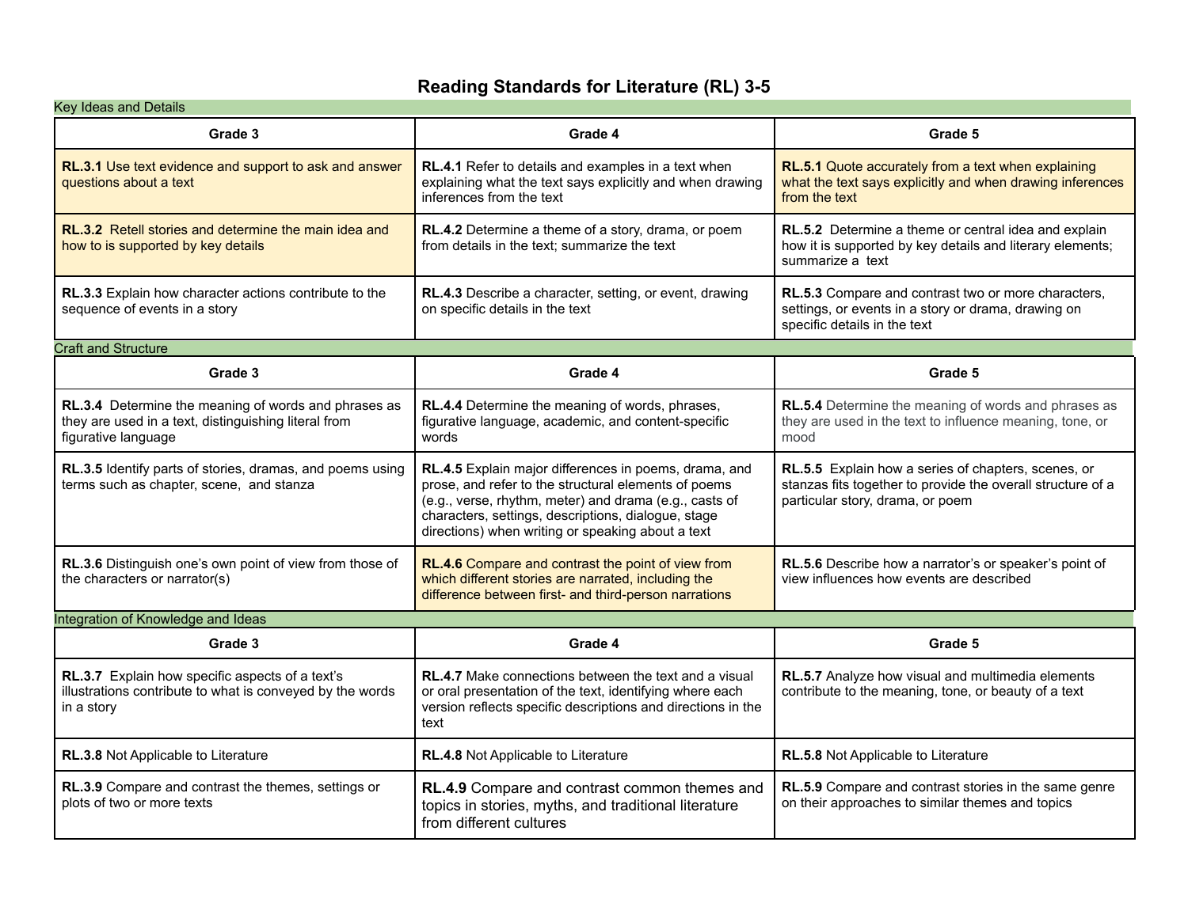# Reading Standards for Literature (RL) 3-5

## Key Ideas and Details

| Grade 3 | Grade 4 | Grade 5 |
|---|---|---|
| **RL.3.1** Use text evidence and support to ask and answer questions about a text | **RL.4.1** Refer to details and examples in a text when explaining what the text says explicitly and when drawing inferences from the text | **RL.5.1** Quote accurately from a text when explaining what the text says explicitly and when drawing inferences from the text |
| **RL.3.2** Retell stories and determine the main idea and how to is supported by key details | **RL.4.2** Determine a theme of a story, drama, or poem from details in the text; summarize the text | **RL.5.2** Determine a theme or central idea and explain how it is supported by key details and literary elements; summarize a text |
| **RL.3.3** Explain how character actions contribute to the sequence of events in a story | **RL.4.3** Describe a character, setting, or event, drawing on specific details in the text | **RL.5.3** Compare and contrast two or more characters, settings, or events in a story or drama, drawing on specific details in the text |

## Craft and Structure

| Grade 3 | Grade 4 | Grade 5 |
|---|---|---|
| **RL.3.4** Determine the meaning of words and phrases as they are used in a text, distinguishing literal from figurative language | **RL.4.4** Determine the meaning of words, phrases, figurative language, academic, and content-specific words | **RL.5.4** Determine the meaning of words and phrases as they are used in the text to influence meaning, tone, or mood |
| **RL.3.5** Identify parts of stories, dramas, and poems using terms such as chapter, scene, and stanza | **RL.4.5** Explain major differences in poems, drama, and prose, and refer to the structural elements of poems (e.g., verse, rhythm, meter) and drama (e.g., casts of characters, settings, descriptions, dialogue, stage directions) when writing or speaking about a text | **RL.5.5** Explain how a series of chapters, scenes, or stanzas fits together to provide the overall structure of a particular story, drama, or poem |
| **RL.3.6** Distinguish one's own point of view from those of the characters or narrator(s) | **RL.4.6** Compare and contrast the point of view from which different stories are narrated, including the difference between first- and third-person narrations | **RL.5.6** Describe how a narrator's or speaker's point of view influences how events are described |

## Integration of Knowledge and Ideas

| Grade 3 | Grade 4 | Grade 5 |
|---|---|---|
| **RL.3.7** Explain how specific aspects of a text's illustrations contribute to what is conveyed by the words in a story | **RL.4.7** Make connections between the text and a visual or oral presentation of the text, identifying where each version reflects specific descriptions and directions in the text | **RL.5.7** Analyze how visual and multimedia elements contribute to the meaning, tone, or beauty of a text |
| **RL.3.8** Not Applicable to Literature | **RL.4.8** Not Applicable to Literature | **RL.5.8** Not Applicable to Literature |
| **RL.3.9** Compare and contrast the themes, settings or plots of two or more texts | **RL.4.9** Compare and contrast common themes and topics in stories, myths, and traditional literature from different cultures | **RL.5.9** Compare and contrast stories in the same genre on their approaches to similar themes and topics |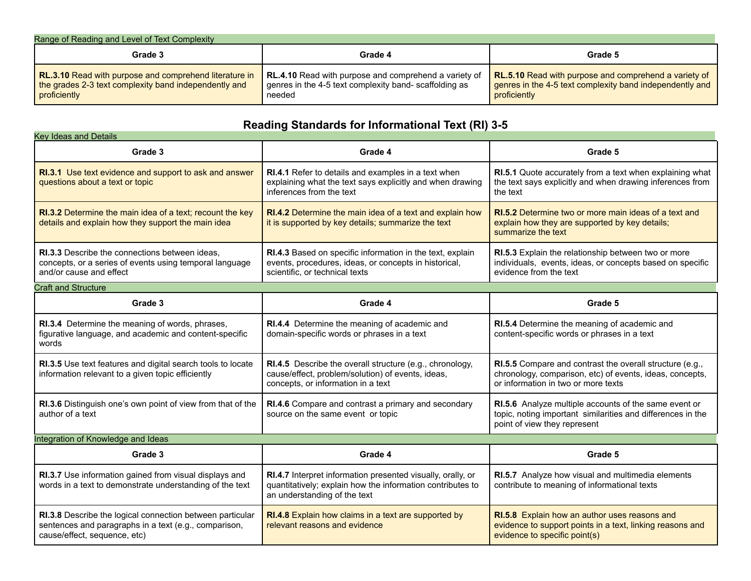Range of Reading and Level of Text Complexity

| Grade 3 | Grade 4 | Grade 5 |
|---|---|---|
| **RL.3.10** Read with purpose and comprehend literature in the grades 2-3 text complexity band independently and proficiently | **RL.4.10** Read with purpose and comprehend a variety of genres in the 4-5 text complexity band- scaffolding as needed | **RL.5.10** Read with purpose and comprehend a variety of genres in the 4-5 text complexity band independently and proficiently |

## Reading Standards for Informational Text (RI) 3-5

Key Ideas and Details

| Grade 3 | Grade 4 | Grade 5 |
|---|---|---|
| **RI.3.1** Use text evidence and support to ask and answer questions about a text or topic | **RI.4.1** Refer to details and examples in a text when explaining what the text says explicitly and when drawing inferences from the text | **RI.5.1** Quote accurately from a text when explaining what the text says explicitly and when drawing inferences from the text |
| **RI.3.2** Determine the main idea of a text; recount the key details and explain how they support the main idea | **RI.4.2** Determine the main idea of a text and explain how it is supported by key details; summarize the text | **RI.5.2** Determine two or more main ideas of a text and explain how they are supported by key details; summarize the text |
| **RI.3.3** Describe the connections between ideas, concepts, or a series of events using temporal language and/or cause and effect | **RI.4.3** Based on specific information in the text, explain events, procedures, ideas, or concepts in historical, scientific, or technical texts | **RI.5.3** Explain the relationship between two or more individuals, events, ideas, or concepts based on specific evidence from the text |

Craft and Structure

| Grade 3 | Grade 4 | Grade 5 |
|---|---|---|
| **RI.3.4** Determine the meaning of words, phrases, figurative language, and academic and content-specific words | **RI.4.4** Determine the meaning of academic and domain-specific words or phrases in a text | **RI.5.4** Determine the meaning of academic and content-specific words or phrases in a text |
| **RI.3.5** Use text features and digital search tools to locate information relevant to a given topic efficiently | **RI.4.5** Describe the overall structure (e.g., chronology, cause/effect, problem/solution) of events, ideas, concepts, or information in a text | **RI.5.5** Compare and contrast the overall structure (e.g., chronology, comparison, etc) of events, ideas, concepts, or information in two or more texts |
| **RI.3.6** Distinguish one's own point of view from that of the author of a text | **RI.4.6** Compare and contrast a primary and secondary source on the same event or topic | **RI.5.6** Analyze multiple accounts of the same event or topic, noting important similarities and differences in the point of view they represent |

Integration of Knowledge and Ideas

| Grade 3 | Grade 4 | Grade 5 |
|---|---|---|
| **RI.3.7** Use information gained from visual displays and words in a text to demonstrate understanding of the text | **RI.4.7** Interpret information presented visually, orally, or quantitatively; explain how the information contributes to an understanding of the text | **RI.5.7** Analyze how visual and multimedia elements contribute to meaning of informational texts |
| **RI.3.8** Describe the logical connection between particular sentences and paragraphs in a text (e.g., comparison, cause/effect, sequence, etc) | **RI.4.8** Explain how claims in a text are supported by relevant reasons and evidence | **RI.5.8** Explain how an author uses reasons and evidence to support points in a text, linking reasons and evidence to specific point(s) |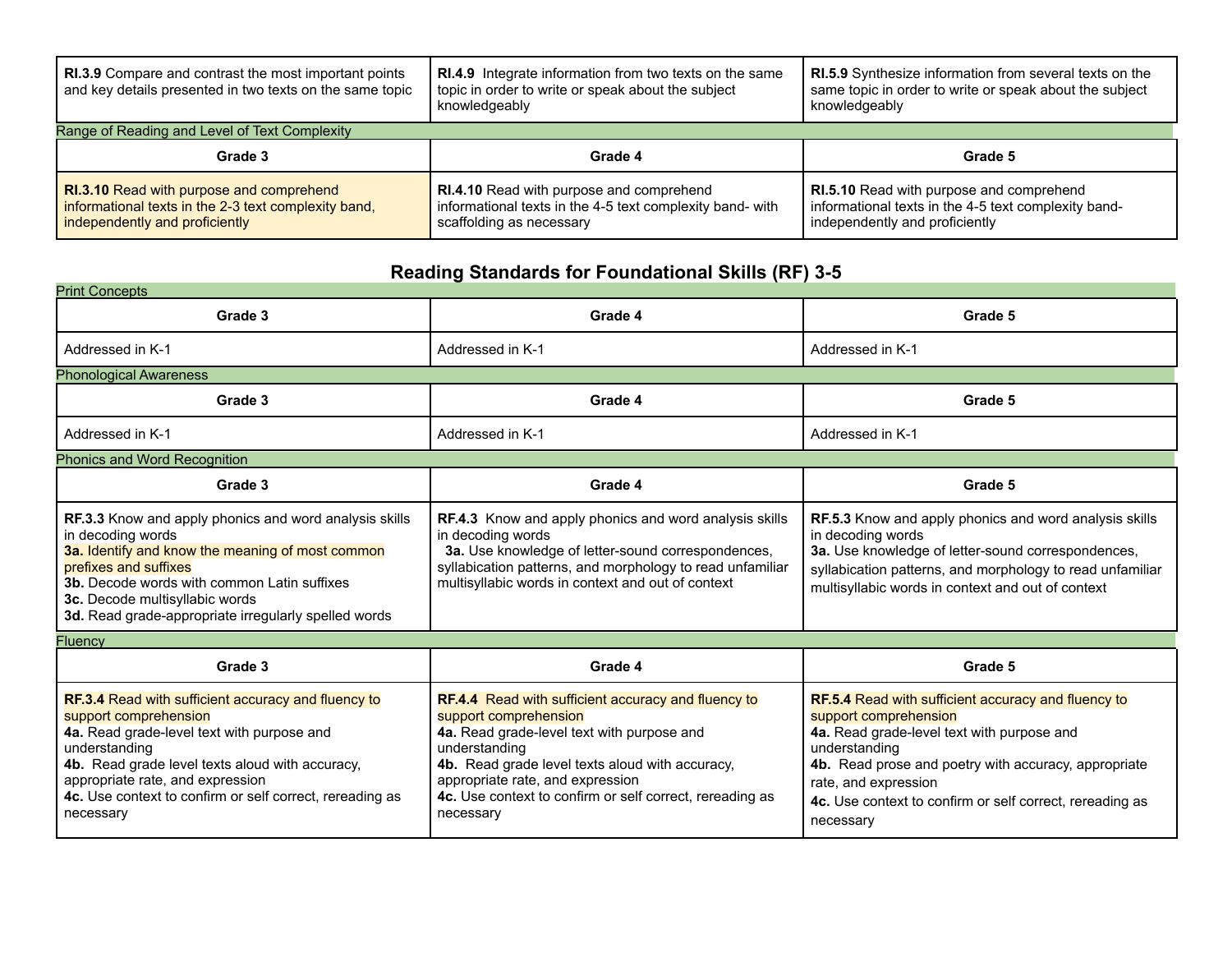| | | |
|---|---|---|
| **RI.3.9** Compare and contrast the most important points and key details presented in two texts on the same topic | **RI.4.9** Integrate information from two texts on the same topic in order to write or speak about the subject knowledgeably | **RI.5.9** Synthesize information from several texts on the same topic in order to write or speak about the subject knowledgeably |

Range of Reading and Level of Text Complexity

| Grade 3 | Grade 4 | Grade 5 |
|---|---|---|
| **RI.3.10** Read with purpose and comprehend informational texts in the 2-3 text complexity band, independently and proficiently | **RI.4.10** Read with purpose and comprehend informational texts in the 4-5 text complexity band- with scaffolding as necessary | **RI.5.10** Read with purpose and comprehend informational texts in the 4-5 text complexity band- independently and proficiently |

## Reading Standards for Foundational Skills (RF) 3-5

Print Concepts

| Grade 3 | Grade 4 | Grade 5 |
|---|---|---|
| Addressed in K-1 | Addressed in K-1 | Addressed in K-1 |

Phonological Awareness

| Grade 3 | Grade 4 | Grade 5 |
|---|---|---|
| Addressed in K-1 | Addressed in K-1 | Addressed in K-1 |

Phonics and Word Recognition

| Grade 3 | Grade 4 | Grade 5 |
|---|---|---|
| **RF.3.3** Know and apply phonics and word analysis skills in decoding words<br>**3a.** Identify and know the meaning of most common prefixes and suffixes<br>**3b.** Decode words with common Latin suffixes<br>**3c.** Decode multisyllabic words<br>**3d.** Read grade-appropriate irregularly spelled words | **RF.4.3** Know and apply phonics and word analysis skills in decoding words<br>**3a.** Use knowledge of letter-sound correspondences, syllabication patterns, and morphology to read unfamiliar multisyllabic words in context and out of context | **RF.5.3** Know and apply phonics and word analysis skills in decoding words<br>**3a.** Use knowledge of letter-sound correspondences, syllabication patterns, and morphology to read unfamiliar multisyllabic words in context and out of context |

Fluency

| Grade 3 | Grade 4 | Grade 5 |
|---|---|---|
| **RF.3.4** Read with sufficient accuracy and fluency to support comprehension<br>**4a.** Read grade-level text with purpose and understanding<br>**4b.** Read grade level texts aloud with accuracy, appropriate rate, and expression<br>**4c.** Use context to confirm or self correct, rereading as necessary | **RF.4.4** Read with sufficient accuracy and fluency to support comprehension<br>**4a.** Read grade-level text with purpose and understanding<br>**4b.** Read grade level texts aloud with accuracy, appropriate rate, and expression<br>**4c.** Use context to confirm or self correct, rereading as necessary | **RF.5.4** Read with sufficient accuracy and fluency to support comprehension<br>**4a.** Read grade-level text with purpose and understanding<br>**4b.** Read prose and poetry with accuracy, appropriate rate, and expression<br>**4c.** Use context to confirm or self correct, rereading as necessary |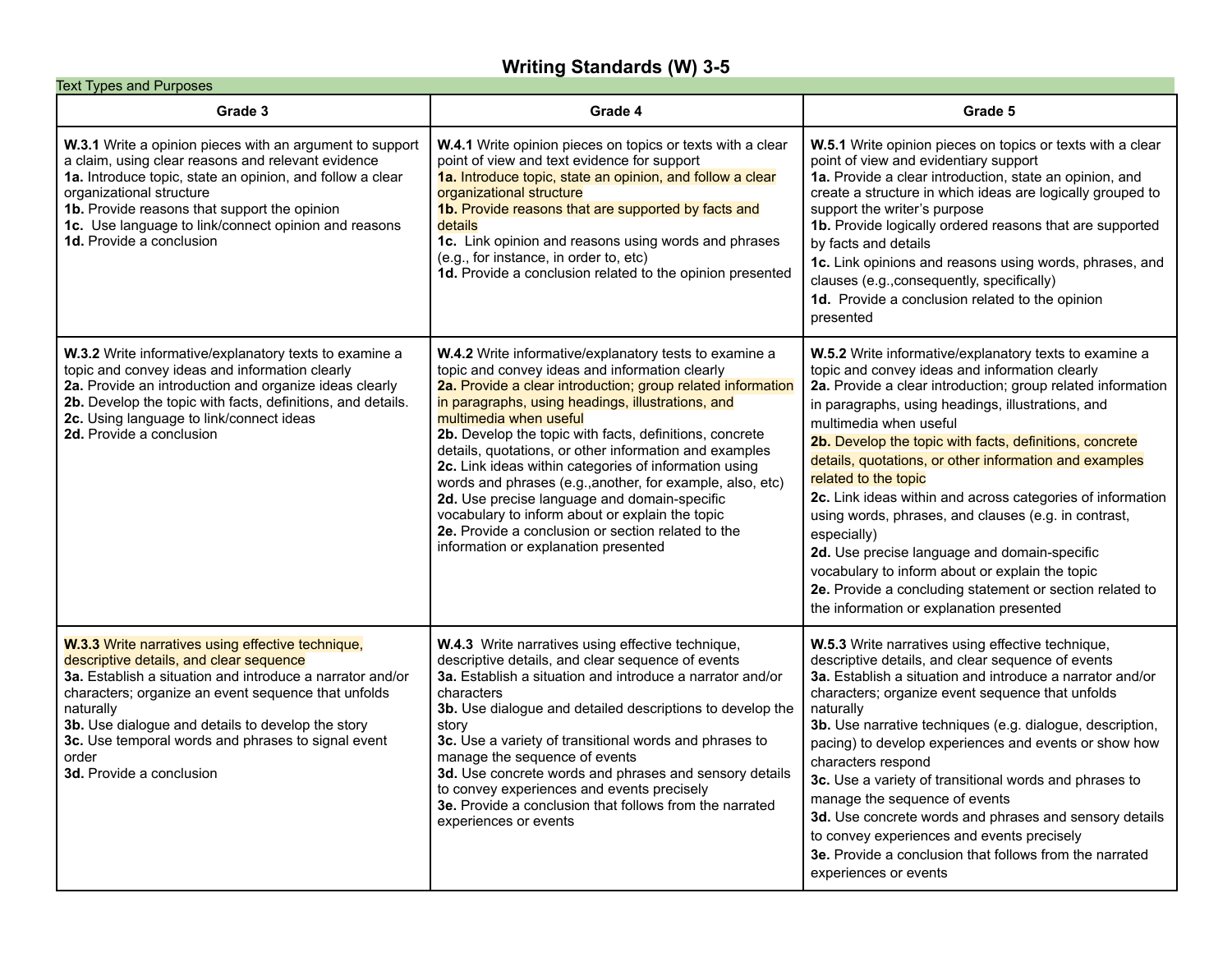# Writing Standards (W) 3-5

Text Types and Purposes

| Grade 3 | Grade 4 | Grade 5 |
| --- | --- | --- |
| **W.3.1** Write a opinion pieces with an argument to support a claim, using clear reasons and relevant evidence<br>**1a.** Introduce topic, state an opinion, and follow a clear organizational structure<br>**1b.** Provide reasons that support the opinion<br>**1c.** Use language to link/connect opinion and reasons<br>**1d.** Provide a conclusion | **W.4.1** Write opinion pieces on topics or texts with a clear point of view and text evidence for support<br>**1a.** Introduce topic, state an opinion, and follow a clear organizational structure<br>**1b.** Provide reasons that are supported by facts and details<br>**1c.** Link opinion and reasons using words and phrases (e.g., for instance, in order to, etc)<br>**1d.** Provide a conclusion related to the opinion presented | **W.5.1** Write opinion pieces on topics or texts with a clear point of view and evidentiary support<br>**1a.** Provide a clear introduction, state an opinion, and create a structure in which ideas are logically grouped to support the writer's purpose<br>**1b.** Provide logically ordered reasons that are supported by facts and details<br>**1c.** Link opinions and reasons using words, phrases, and clauses (e.g.,consequently, specifically)<br>**1d.** Provide a conclusion related to the opinion presented |
| **W.3.2** Write informative/explanatory texts to examine a topic and convey ideas and information clearly<br>**2a.** Provide an introduction and organize ideas clearly<br>**2b.** Develop the topic with facts, definitions, and details.<br>**2c.** Using language to link/connect ideas<br>**2d.** Provide a conclusion | **W.4.2** Write informative/explanatory tests to examine a topic and convey ideas and information clearly<br>**2a.** Provide a clear introduction; group related information in paragraphs, using headings, illustrations, and multimedia when useful<br>**2b.** Develop the topic with facts, definitions, concrete details, quotations, or other information and examples<br>**2c.** Link ideas within categories of information using words and phrases (e.g.,another, for example, also, etc)<br>**2d.** Use precise language and domain-specific vocabulary to inform about or explain the topic<br>**2e.** Provide a conclusion or section related to the information or explanation presented | **W.5.2** Write informative/explanatory texts to examine a topic and convey ideas and information clearly<br>**2a.** Provide a clear introduction; group related information in paragraphs, using headings, illustrations, and multimedia when useful<br>**2b.** Develop the topic with facts, definitions, concrete details, quotations, or other information and examples related to the topic<br>**2c.** Link ideas within and across categories of information using words, phrases, and clauses (e.g. in contrast, especially)<br>**2d.** Use precise language and domain-specific vocabulary to inform about or explain the topic<br>**2e.** Provide a concluding statement or section related to the information or explanation presented |
| **W.3.3** Write narratives using effective technique, descriptive details, and clear sequence<br>**3a.** Establish a situation and introduce a narrator and/or characters; organize an event sequence that unfolds naturally<br>**3b.** Use dialogue and details to develop the story<br>**3c.** Use temporal words and phrases to signal event order<br>**3d.** Provide a conclusion | **W.4.3** Write narratives using effective technique, descriptive details, and clear sequence of events<br>**3a.** Establish a situation and introduce a narrator and/or characters<br>**3b.** Use dialogue and detailed descriptions to develop the story<br>**3c.** Use a variety of transitional words and phrases to manage the sequence of events<br>**3d.** Use concrete words and phrases and sensory details to convey experiences and events precisely<br>**3e.** Provide a conclusion that follows from the narrated experiences or events | **W.5.3** Write narratives using effective technique, descriptive details, and clear sequence of events<br>**3a.** Establish a situation and introduce a narrator and/or characters; organize event sequence that unfolds naturally<br>**3b.** Use narrative techniques (e.g. dialogue, description, pacing) to develop experiences and events or show how characters respond<br>**3c.** Use a variety of transitional words and phrases to manage the sequence of events<br>**3d.** Use concrete words and phrases and sensory details to convey experiences and events precisely<br>**3e.** Provide a conclusion that follows from the narrated experiences or events |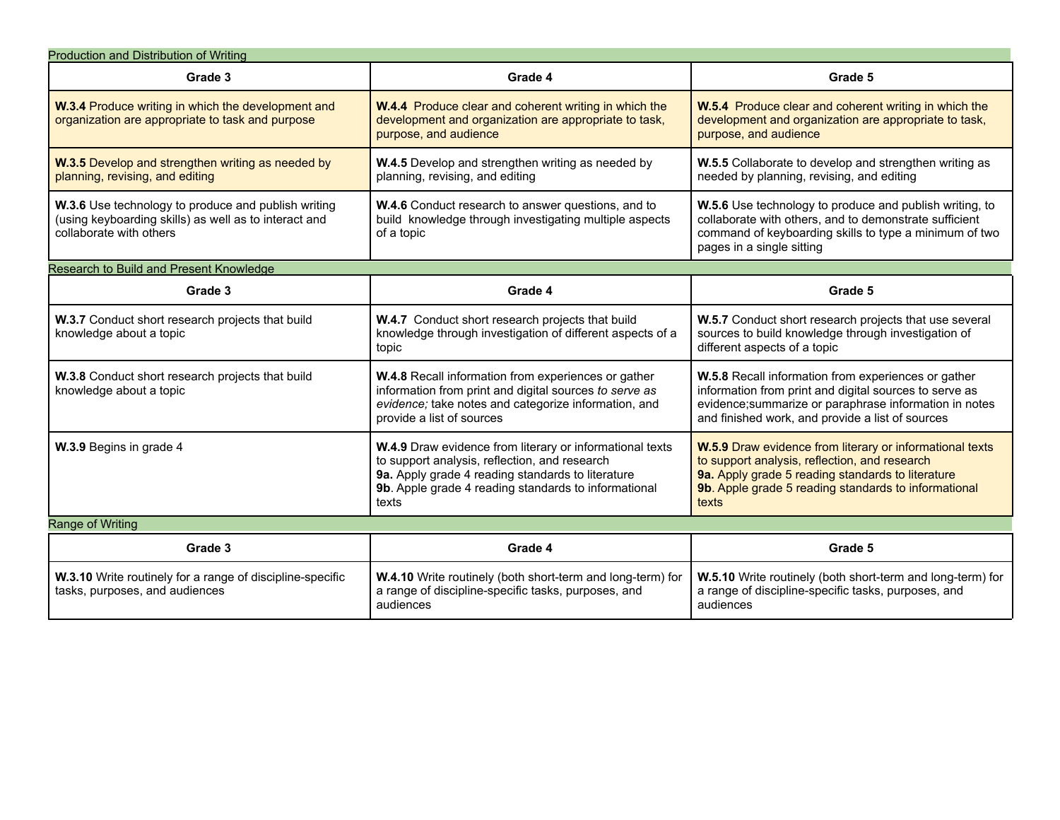## Production and Distribution of Writing

| Grade 3 | Grade 4 | Grade 5 |
|---|---|---|
| **W.3.4** Produce writing in which the development and organization are appropriate to task and purpose | **W.4.4** Produce clear and coherent writing in which the development and organization are appropriate to task, purpose, and audience | **W.5.4** Produce clear and coherent writing in which the development and organization are appropriate to task, purpose, and audience |
| **W.3.5** Develop and strengthen writing as needed by planning, revising, and editing | **W.4.5** Develop and strengthen writing as needed by planning, revising, and editing | **W.5.5** Collaborate to develop and strengthen writing as needed by planning, revising, and editing |
| **W.3.6** Use technology to produce and publish writing (using keyboarding skills) as well as to interact and collaborate with others | **W.4.6** Conduct research to answer questions, and to build knowledge through investigating multiple aspects of a topic | **W.5.6** Use technology to produce and publish writing, to collaborate with others, and to demonstrate sufficient command of keyboarding skills to type a minimum of two pages in a single sitting |

## Research to Build and Present Knowledge

| Grade 3 | Grade 4 | Grade 5 |
|---|---|---|
| **W.3.7** Conduct short research projects that build knowledge about a topic | **W.4.7** Conduct short research projects that build knowledge through investigation of different aspects of a topic | **W.5.7** Conduct short research projects that use several sources to build knowledge through investigation of different aspects of a topic |
| **W.3.8** Conduct short research projects that build knowledge about a topic | **W.4.8** Recall information from experiences or gather information from print and digital sources *to serve as evidence;* take notes and categorize information, and provide a list of sources | **W.5.8** Recall information from experiences or gather information from print and digital sources to serve as evidence;summarize or paraphrase information in notes and finished work, and provide a list of sources |
| **W.3.9** Begins in grade 4 | **W.4.9** Draw evidence from literary or informational texts to support analysis, reflection, and research<br>**9a.** Apply grade 4 reading standards to literature<br>**9b**. Apple grade 4 reading standards to informational texts | **W.5.9** Draw evidence from literary or informational texts to support analysis, reflection, and research<br>**9a.** Apply grade 5 reading standards to literature<br>**9b**. Apple grade 5 reading standards to informational texts |

## Range of Writing

| Grade 3 | Grade 4 | Grade 5 |
|---|---|---|
| **W.3.10** Write routinely for a range of discipline-specific tasks, purposes, and audiences | **W.4.10** Write routinely (both short-term and long-term) for a range of discipline-specific tasks, purposes, and audiences | **W.5.10** Write routinely (both short-term and long-term) for a range of discipline-specific tasks, purposes, and audiences |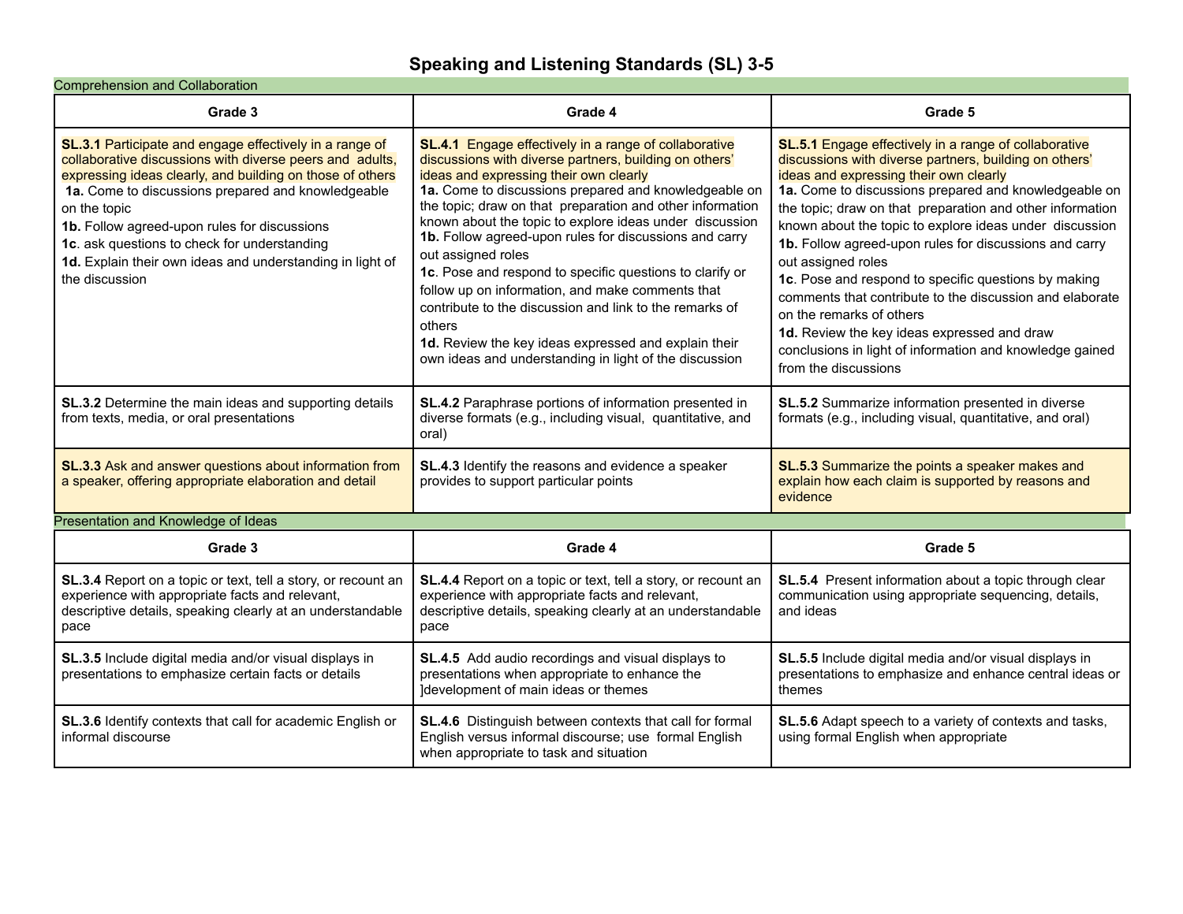# Speaking and Listening Standards (SL) 3-5

## Comprehension and Collaboration

| Grade 3 | Grade 4 | Grade 5 |
|---|---|---|
| **SL.3.1** Participate and engage effectively in a range of collaborative discussions with diverse peers and adults, expressing ideas clearly, and building on those of others<br>**1a.** Come to discussions prepared and knowledgeable on the topic<br>**1b.** Follow agreed-upon rules for discussions<br>**1c**. ask questions to check for understanding<br>**1d.** Explain their own ideas and understanding in light of the discussion | **SL.4.1** Engage effectively in a range of collaborative discussions with diverse partners, building on others' ideas and expressing their own clearly<br>**1a.** Come to discussions prepared and knowledgeable on the topic; draw on that preparation and other information known about the topic to explore ideas under discussion<br>**1b.** Follow agreed-upon rules for discussions and carry out assigned roles<br>**1c**. Pose and respond to specific questions to clarify or follow up on information, and make comments that contribute to the discussion and link to the remarks of others<br>**1d.** Review the key ideas expressed and explain their own ideas and understanding in light of the discussion | **SL.5.1** Engage effectively in a range of collaborative discussions with diverse partners, building on others' ideas and expressing their own clearly<br>**1a.** Come to discussions prepared and knowledgeable on the topic; draw on that preparation and other information known about the topic to explore ideas under discussion<br>**1b.** Follow agreed-upon rules for discussions and carry out assigned roles<br>**1c**. Pose and respond to specific questions by making comments that contribute to the discussion and elaborate on the remarks of others<br>**1d.** Review the key ideas expressed and draw conclusions in light of information and knowledge gained from the discussions |
| **SL.3.2** Determine the main ideas and supporting details from texts, media, or oral presentations | **SL.4.2** Paraphrase portions of information presented in diverse formats (e.g., including visual, quantitative, and oral) | **SL.5.2** Summarize information presented in diverse formats (e.g., including visual, quantitative, and oral) |
| **SL.3.3** Ask and answer questions about information from a speaker, offering appropriate elaboration and detail | **SL.4.3** Identify the reasons and evidence a speaker provides to support particular points | **SL.5.3** Summarize the points a speaker makes and explain how each claim is supported by reasons and evidence |

## Presentation and Knowledge of Ideas

| Grade 3 | Grade 4 | Grade 5 |
|---|---|---|
| **SL.3.4** Report on a topic or text, tell a story, or recount an experience with appropriate facts and relevant, descriptive details, speaking clearly at an understandable pace | **SL.4.4** Report on a topic or text, tell a story, or recount an experience with appropriate facts and relevant, descriptive details, speaking clearly at an understandable pace | **SL.5.4** Present information about a topic through clear communication using appropriate sequencing, details, and ideas |
| **SL.3.5** Include digital media and/or visual displays in presentations to emphasize certain facts or details | **SL.4.5** Add audio recordings and visual displays to presentations when appropriate to enhance the ]development of main ideas or themes | **SL.5.5** Include digital media and/or visual displays in presentations to emphasize and enhance central ideas or themes |
| **SL.3.6** Identify contexts that call for academic English or informal discourse | **SL.4.6** Distinguish between contexts that call for formal English versus informal discourse; use formal English when appropriate to task and situation | **SL.5.6** Adapt speech to a variety of contexts and tasks, using formal English when appropriate |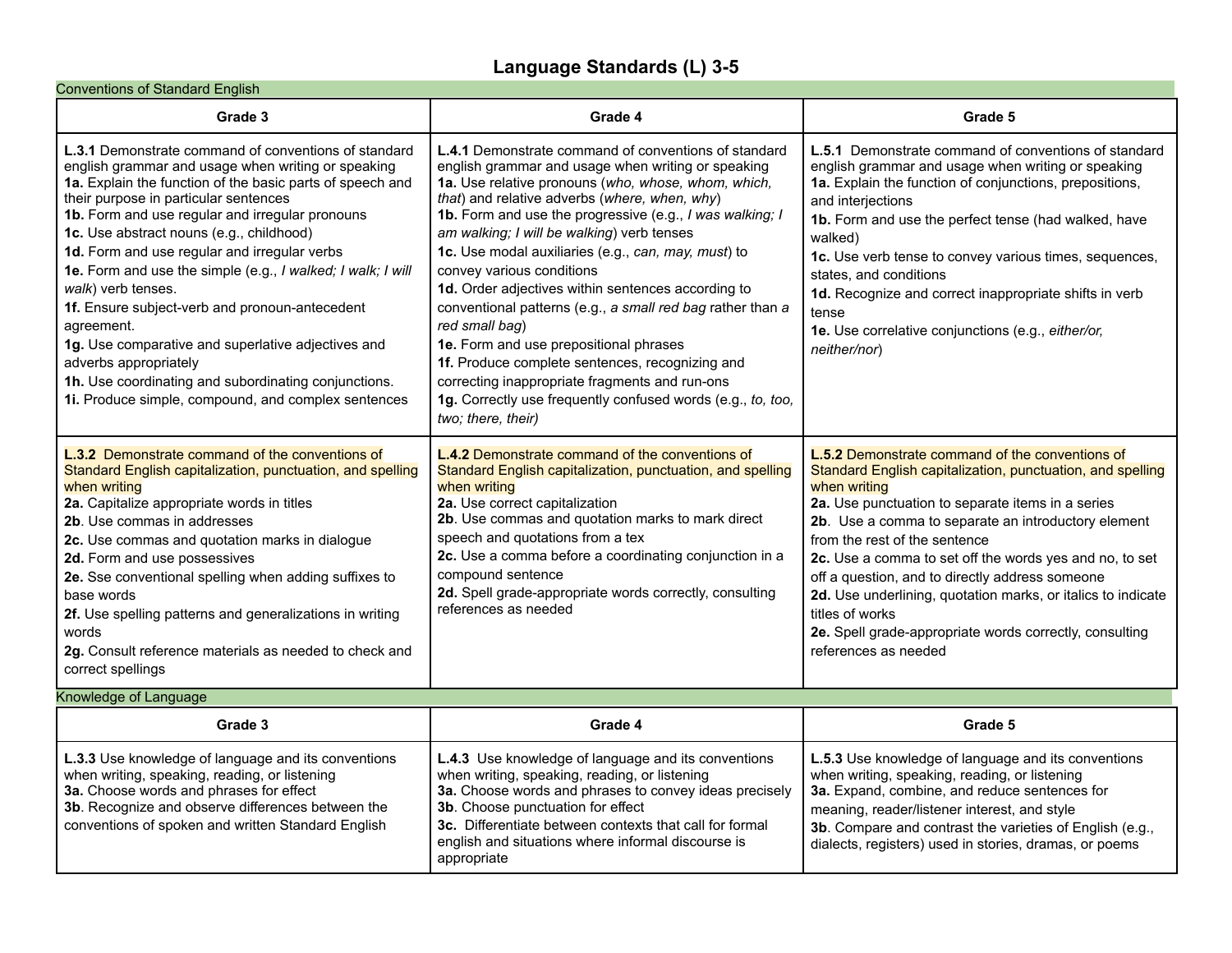# Language Standards (L) 3-5

## Conventions of Standard English

| Grade 3 | Grade 4 | Grade 5 |
|---|---|---|
| **L.3.1** Demonstrate command of conventions of standard english grammar and usage when writing or speaking<br>**1a.** Explain the function of the basic parts of speech and their purpose in particular sentences<br>**1b.** Form and use regular and irregular pronouns<br>**1c.** Use abstract nouns (e.g., childhood)<br>**1d.** Form and use regular and irregular verbs<br>**1e.** Form and use the simple (e.g., *I walked; I walk; I will walk*) verb tenses.<br>**1f.** Ensure subject-verb and pronoun-antecedent agreement.<br>**1g.** Use comparative and superlative adjectives and adverbs appropriately<br>**1h.** Use coordinating and subordinating conjunctions.<br>**1i.** Produce simple, compound, and complex sentences | **L.4.1** Demonstrate command of conventions of standard english grammar and usage when writing or speaking<br>**1a.** Use relative pronouns (*who, whose, whom, which, that*) and relative adverbs (*where, when, why*)<br>**1b.** Form and use the progressive (e.g., *I was walking; I am walking; I will be walking*) verb tenses<br>**1c.** Use modal auxiliaries (e.g., *can, may, must*) to convey various conditions<br>**1d.** Order adjectives within sentences according to conventional patterns (e.g., *a small red bag* rather than *a red small bag*)<br>**1e.** Form and use prepositional phrases<br>**1f.** Produce complete sentences, recognizing and correcting inappropriate fragments and run-ons<br>**1g.** Correctly use frequently confused words (e.g., *to, too, two; there, their)* | **L.5.1** Demonstrate command of conventions of standard english grammar and usage when writing or speaking<br>**1a.** Explain the function of conjunctions, prepositions, and interjections<br>**1b.** Form and use the perfect tense (had walked, have walked)<br>**1c.** Use verb tense to convey various times, sequences, states, and conditions<br>**1d.** Recognize and correct inappropriate shifts in verb tense<br>**1e.** Use correlative conjunctions (e.g., *either/or, neither/nor*) |
| **L.3.2** Demonstrate command of the conventions of Standard English capitalization, punctuation, and spelling when writing<br>**2a.** Capitalize appropriate words in titles<br>**2b**. Use commas in addresses<br>**2c.** Use commas and quotation marks in dialogue<br>**2d.** Form and use possessives<br>**2e.** Sse conventional spelling when adding suffixes to base words<br>**2f.** Use spelling patterns and generalizations in writing words<br>**2g.** Consult reference materials as needed to check and correct spellings | **L.4.2** Demonstrate command of the conventions of Standard English capitalization, punctuation, and spelling when writing<br>**2a.** Use correct capitalization<br>**2b**. Use commas and quotation marks to mark direct speech and quotations from a tex<br>**2c.** Use a comma before a coordinating conjunction in a compound sentence<br>**2d.** Spell grade-appropriate words correctly, consulting references as needed | **L.5.2** Demonstrate command of the conventions of Standard English capitalization, punctuation, and spelling when writing<br>**2a.** Use punctuation to separate items in a series<br>**2b**. Use a comma to separate an introductory element from the rest of the sentence<br>**2c.** Use a comma to set off the words yes and no, to set off a question, and to directly address someone<br>**2d.** Use underlining, quotation marks, or italics to indicate titles of works<br>**2e.** Spell grade-appropriate words correctly, consulting references as needed |

## Knowledge of Language

| Grade 3 | Grade 4 | Grade 5 |
|---|---|---|
| **L.3.3** Use knowledge of language and its conventions when writing, speaking, reading, or listening<br>**3a.** Choose words and phrases for effect<br>**3b**. Recognize and observe differences between the conventions of spoken and written Standard English | **L.4.3** Use knowledge of language and its conventions when writing, speaking, reading, or listening<br>**3a.** Choose words and phrases to convey ideas precisely<br>**3b**. Choose punctuation for effect<br>**3c.** Differentiate between contexts that call for formal english and situations where informal discourse is appropriate | **L.5.3** Use knowledge of language and its conventions when writing, speaking, reading, or listening<br>**3a.** Expand, combine, and reduce sentences for meaning, reader/listener interest, and style<br>**3b**. Compare and contrast the varieties of English (e.g., dialects, registers) used in stories, dramas, or poems |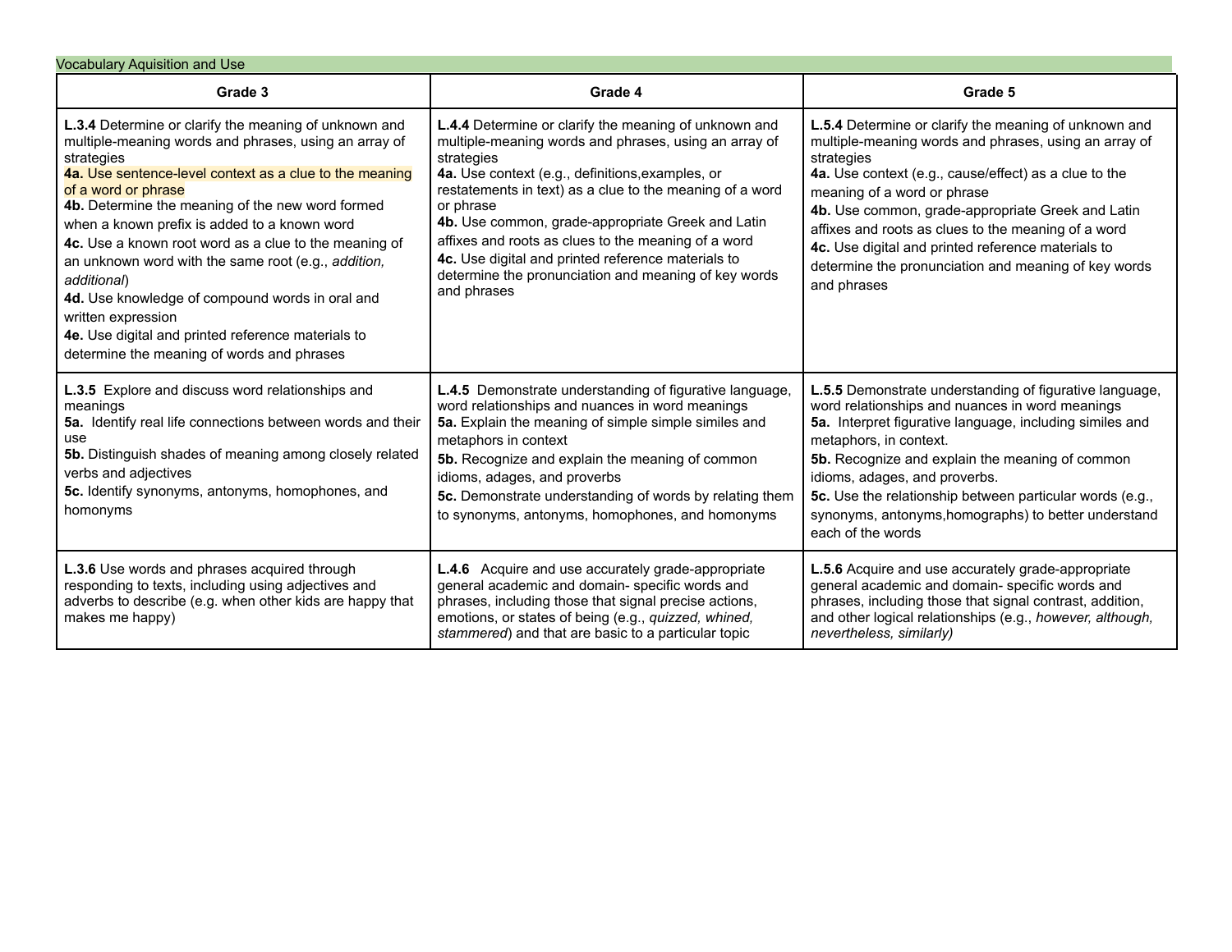Vocabulary Aquisition and Use

| Grade 3 | Grade 4 | Grade 5 |
|---|---|---|
| **L.3.4** Determine or clarify the meaning of unknown and multiple-meaning words and phrases, using an array of strategies<br>**4a.** Use sentence-level context as a clue to the meaning of a word or phrase<br>**4b.** Determine the meaning of the new word formed when a known prefix is added to a known word<br>**4c.** Use a known root word as a clue to the meaning of an unknown word with the same root (e.g., *addition, additional*)<br>**4d.** Use knowledge of compound words in oral and written expression<br>**4e.** Use digital and printed reference materials to determine the meaning of words and phrases | **L.4.4** Determine or clarify the meaning of unknown and multiple-meaning words and phrases, using an array of strategies<br>**4a.** Use context (e.g., definitions,examples, or restatements in text) as a clue to the meaning of a word or phrase<br>**4b.** Use common, grade-appropriate Greek and Latin affixes and roots as clues to the meaning of a word<br>**4c.** Use digital and printed reference materials to determine the pronunciation and meaning of key words and phrases | **L.5.4** Determine or clarify the meaning of unknown and multiple-meaning words and phrases, using an array of strategies<br>**4a.** Use context (e.g., cause/effect) as a clue to the meaning of a word or phrase<br>**4b.** Use common, grade-appropriate Greek and Latin affixes and roots as clues to the meaning of a word<br>**4c.** Use digital and printed reference materials to determine the pronunciation and meaning of key words and phrases |
| **L.3.5** Explore and discuss word relationships and meanings<br>**5a.** Identify real life connections between words and their use<br>**5b.** Distinguish shades of meaning among closely related verbs and adjectives<br>**5c.** Identify synonyms, antonyms, homophones, and homonyms | **L.4.5** Demonstrate understanding of figurative language, word relationships and nuances in word meanings<br>**5a.** Explain the meaning of simple simple similes and metaphors in context<br>**5b.** Recognize and explain the meaning of common idioms, adages, and proverbs<br>**5c.** Demonstrate understanding of words by relating them to synonyms, antonyms, homophones, and homonyms | **L.5.5** Demonstrate understanding of figurative language, word relationships and nuances in word meanings<br>**5a.** Interpret figurative language, including similes and metaphors, in context.<br>**5b.** Recognize and explain the meaning of common idioms, adages, and proverbs.<br>**5c.** Use the relationship between particular words (e.g., synonyms, antonyms,homographs) to better understand each of the words |
| **L.3.6** Use words and phrases acquired through responding to texts, including using adjectives and adverbs to describe (e.g. when other kids are happy that makes me happy) | **L.4.6** Acquire and use accurately grade-appropriate general academic and domain- specific words and phrases, including those that signal precise actions, emotions, or states of being (e.g., *quizzed, whined, stammered*) and that are basic to a particular topic | **L.5.6** Acquire and use accurately grade-appropriate general academic and domain- specific words and phrases, including those that signal contrast, addition, and other logical relationships (e.g., *however, although, nevertheless, similarly)* |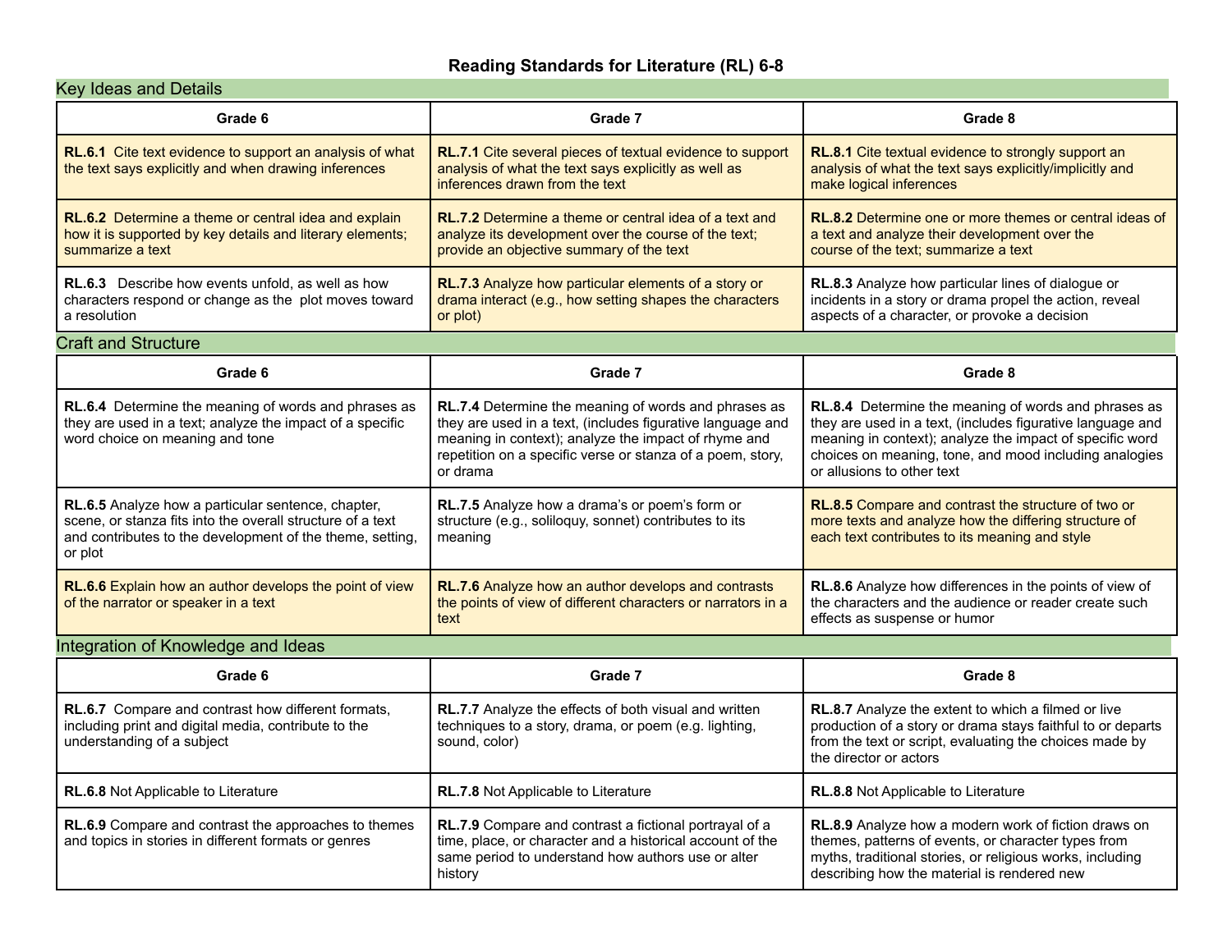# Reading Standards for Literature (RL) 6-8

## Key Ideas and Details

| Grade 6 | Grade 7 | Grade 8 |
|---|---|---|
| **RL.6.1** Cite text evidence to support an analysis of what the text says explicitly and when drawing inferences | **RL.7.1** Cite several pieces of textual evidence to support analysis of what the text says explicitly as well as inferences drawn from the text | **RL.8.1** Cite textual evidence to strongly support an analysis of what the text says explicitly/implicitly and make logical inferences |
| **RL.6.2** Determine a theme or central idea and explain how it is supported by key details and literary elements; summarize a text | **RL.7.2** Determine a theme or central idea of a text and analyze its development over the course of the text; provide an objective summary of the text | **RL.8.2** Determine one or more themes or central ideas of a text and analyze their development over the course of the text; summarize a text |
| **RL.6.3** Describe how events unfold, as well as how characters respond or change as the plot moves toward a resolution | **RL.7.3** Analyze how particular elements of a story or drama interact (e.g., how setting shapes the characters or plot) | **RL.8.3** Analyze how particular lines of dialogue or incidents in a story or drama propel the action, reveal aspects of a character, or provoke a decision |

## Craft and Structure

| Grade 6 | Grade 7 | Grade 8 |
|---|---|---|
| **RL.6.4** Determine the meaning of words and phrases as they are used in a text; analyze the impact of a specific word choice on meaning and tone | **RL.7.4** Determine the meaning of words and phrases as they are used in a text, (includes figurative language and meaning in context); analyze the impact of rhyme and repetition on a specific verse or stanza of a poem, story, or drama | **RL.8.4** Determine the meaning of words and phrases as they are used in a text, (includes figurative language and meaning in context); analyze the impact of specific word choices on meaning, tone, and mood including analogies or allusions to other text |
| **RL.6.5** Analyze how a particular sentence, chapter, scene, or stanza fits into the overall structure of a text and contributes to the development of the theme, setting, or plot | **RL.7.5** Analyze how a drama's or poem's form or structure (e.g., soliloquy, sonnet) contributes to its meaning | **RL.8.5** Compare and contrast the structure of two or more texts and analyze how the differing structure of each text contributes to its meaning and style |
| **RL.6.6** Explain how an author develops the point of view of the narrator or speaker in a text | **RL.7.6** Analyze how an author develops and contrasts the points of view of different characters or narrators in a text | **RL.8.6** Analyze how differences in the points of view of the characters and the audience or reader create such effects as suspense or humor |

## Integration of Knowledge and Ideas

| Grade 6 | Grade 7 | Grade 8 |
|---|---|---|
| **RL.6.7** Compare and contrast how different formats, including print and digital media, contribute to the understanding of a subject | **RL.7.7** Analyze the effects of both visual and written techniques to a story, drama, or poem (e.g. lighting, sound, color) | **RL.8.7** Analyze the extent to which a filmed or live production of a story or drama stays faithful to or departs from the text or script, evaluating the choices made by the director or actors |
| **RL.6.8** Not Applicable to Literature | **RL.7.8** Not Applicable to Literature | **RL.8.8** Not Applicable to Literature |
| **RL.6.9** Compare and contrast the approaches to themes and topics in stories in different formats or genres | **RL.7.9** Compare and contrast a fictional portrayal of a time, place, or character and a historical account of the same period to understand how authors use or alter history | **RL.8.9** Analyze how a modern work of fiction draws on themes, patterns of events, or character types from myths, traditional stories, or religious works, including describing how the material is rendered new |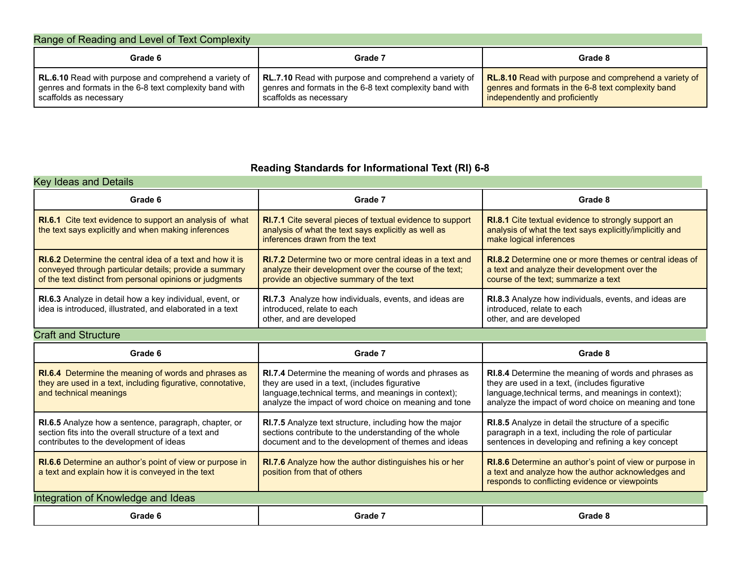## Range of Reading and Level of Text Complexity

| Grade 6 | Grade 7 | Grade 8 |
|---|---|---|
| **RL.6.10** Read with purpose and comprehend a variety of genres and formats in the 6-8 text complexity band with scaffolds as necessary | **RL.7.10** Read with purpose and comprehend a variety of genres and formats in the 6-8 text complexity band with scaffolds as necessary | **RL.8.10** Read with purpose and comprehend a variety of genres and formats in the 6-8 text complexity band independently and proficiently |

# Reading Standards for Informational Text (RI) 6-8

## Key Ideas and Details

| Grade 6 | Grade 7 | Grade 8 |
|---|---|---|
| **RI.6.1** Cite text evidence to support an analysis of what the text says explicitly and when making inferences | **RI.7.1** Cite several pieces of textual evidence to support analysis of what the text says explicitly as well as inferences drawn from the text | **RI.8.1** Cite textual evidence to strongly support an analysis of what the text says explicitly/implicitly and make logical inferences |
| **RI.6.2** Determine the central idea of a text and how it is conveyed through particular details; provide a summary of the text distinct from personal opinions or judgments | **RI.7.2** Determine two or more central ideas in a text and analyze their development over the course of the text; provide an objective summary of the text | **RI.8.2** Determine one or more themes or central ideas of a text and analyze their development over the course of the text; summarize a text |
| **RI.6.3** Analyze in detail how a key individual, event, or idea is introduced, illustrated, and elaborated in a text | **RI.7.3** Analyze how individuals, events, and ideas are introduced, relate to each other, and are developed | **RI.8.3** Analyze how individuals, events, and ideas are introduced, relate to each other, and are developed |

## Craft and Structure

| Grade 6 | Grade 7 | Grade 8 |
|---|---|---|
| **RI.6.4** Determine the meaning of words and phrases as they are used in a text, including figurative, connotative, and technical meanings | **RI.7.4** Determine the meaning of words and phrases as they are used in a text, (includes figurative language,technical terms, and meanings in context); analyze the impact of word choice on meaning and tone | **RI.8.4** Determine the meaning of words and phrases as they are used in a text, (includes figurative language,technical terms, and meanings in context); analyze the impact of word choice on meaning and tone |
| **RI.6.5** Analyze how a sentence, paragraph, chapter, or section fits into the overall structure of a text and contributes to the development of ideas | **RI.7.5** Analyze text structure, including how the major sections contribute to the understanding of the whole document and to the development of themes and ideas | **RI.8.5** Analyze in detail the structure of a specific paragraph in a text, including the role of particular sentences in developing and refining a key concept |
| **RI.6.6** Determine an author's point of view or purpose in a text and explain how it is conveyed in the text | **RI.7.6** Analyze how the author distinguishes his or her position from that of others | **RI.8.6** Determine an author's point of view or purpose in a text and analyze how the author acknowledges and responds to conflicting evidence or viewpoints |

## Integration of Knowledge and Ideas

| Grade 6 | Grade 7 | Grade 8 |
|---|---|---|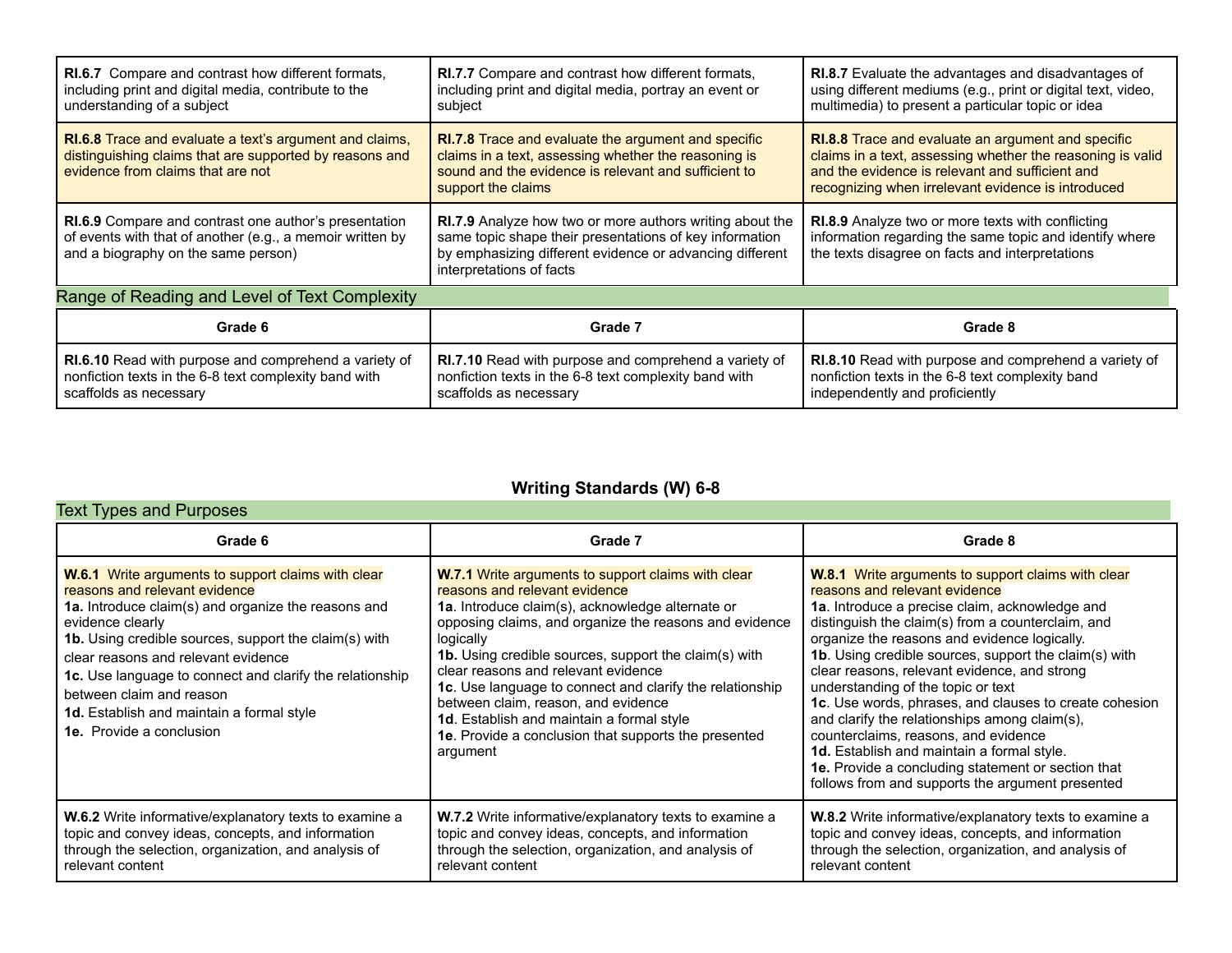| | | |
|---|---|---|
| **RI.6.7** Compare and contrast how different formats, including print and digital media, contribute to the understanding of a subject | **RI.7.7** Compare and contrast how different formats, including print and digital media, portray an event or subject | **RI.8.7** Evaluate the advantages and disadvantages of using different mediums (e.g., print or digital text, video, multimedia) to present a particular topic or idea |
| **RI.6.8** Trace and evaluate a text's argument and claims, distinguishing claims that are supported by reasons and evidence from claims that are not | **RI.7.8** Trace and evaluate the argument and specific claims in a text, assessing whether the reasoning is sound and the evidence is relevant and sufficient to support the claims | **RI.8.8** Trace and evaluate an argument and specific claims in a text, assessing whether the reasoning is valid and the evidence is relevant and sufficient and recognizing when irrelevant evidence is introduced |
| **RI.6.9** Compare and contrast one author's presentation of events with that of another (e.g., a memoir written by and a biography on the same person) | **RI.7.9** Analyze how two or more authors writing about the same topic shape their presentations of key information by emphasizing different evidence or advancing different interpretations of facts | **RI.8.9** Analyze two or more texts with conflicting information regarding the same topic and identify where the texts disagree on facts and interpretations |

## Range of Reading and Level of Text Complexity

| Grade 6 | Grade 7 | Grade 8 |
|---|---|---|
| **RI.6.10** Read with purpose and comprehend a variety of nonfiction texts in the 6-8 text complexity band with scaffolds as necessary | **RI.7.10** Read with purpose and comprehend a variety of nonfiction texts in the 6-8 text complexity band with scaffolds as necessary | **RI.8.10** Read with purpose and comprehend a variety of nonfiction texts in the 6-8 text complexity band independently and proficiently |

# Writing Standards (W) 6-8

## Text Types and Purposes

| Grade 6 | Grade 7 | Grade 8 |
|---|---|---|
| **W.6.1** Write arguments to support claims with clear reasons and relevant evidence<br>**1a.** Introduce claim(s) and organize the reasons and evidence clearly<br>**1b.** Using credible sources, support the claim(s) with clear reasons and relevant evidence<br>**1c.** Use language to connect and clarify the relationship between claim and reason<br>**1d.** Establish and maintain a formal style<br>**1e.** Provide a conclusion | **W.7.1** Write arguments to support claims with clear reasons and relevant evidence<br>**1a**. Introduce claim(s), acknowledge alternate or opposing claims, and organize the reasons and evidence logically<br>**1b.** Using credible sources, support the claim(s) with clear reasons and relevant evidence<br>**1c**. Use language to connect and clarify the relationship between claim, reason, and evidence<br>**1d**. Establish and maintain a formal style<br>**1e**. Provide a conclusion that supports the presented argument | **W.8.1** Write arguments to support claims with clear reasons and relevant evidence<br>**1a**. Introduce a precise claim, acknowledge and distinguish the claim(s) from a counterclaim, and organize the reasons and evidence logically.<br>**1b**. Using credible sources, support the claim(s) with clear reasons, relevant evidence, and strong understanding of the topic or text<br>**1c**. Use words, phrases, and clauses to create cohesion and clarify the relationships among claim(s), counterclaims, reasons, and evidence<br>**1d.** Establish and maintain a formal style.<br>**1e.** Provide a concluding statement or section that follows from and supports the argument presented |
| **W.6.2** Write informative/explanatory texts to examine a topic and convey ideas, concepts, and information through the selection, organization, and analysis of relevant content | **W.7.2** Write informative/explanatory texts to examine a topic and convey ideas, concepts, and information through the selection, organization, and analysis of relevant content | **W.8.2** Write informative/explanatory texts to examine a topic and convey ideas, concepts, and information through the selection, organization, and analysis of relevant content |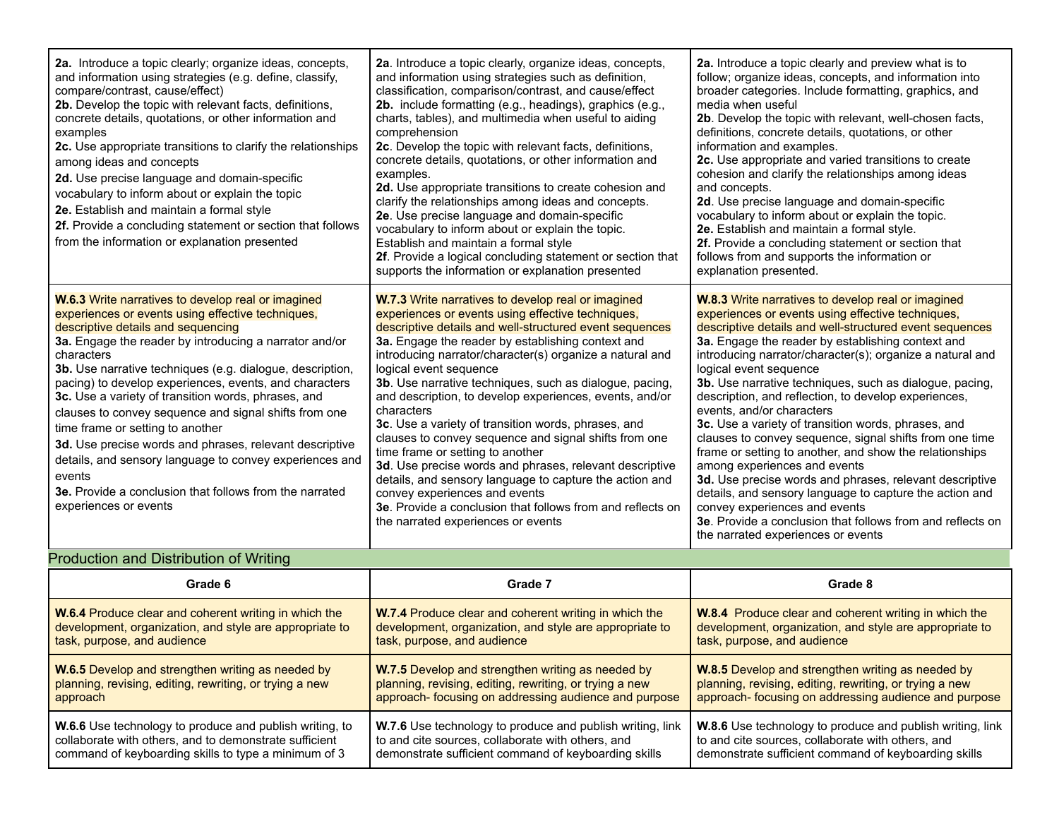| | | |
|---|---|---|
| **2a.** Introduce a topic clearly; organize ideas, concepts, and information using strategies (e.g. define, classify, compare/contrast, cause/effect)<br>**2b.** Develop the topic with relevant facts, definitions, concrete details, quotations, or other information and examples<br>**2c.** Use appropriate transitions to clarify the relationships among ideas and concepts<br>**2d.** Use precise language and domain-specific vocabulary to inform about or explain the topic<br>**2e.** Establish and maintain a formal style<br>**2f.** Provide a concluding statement or section that follows from the information or explanation presented | **2a**. Introduce a topic clearly, organize ideas, concepts, and information using strategies such as definition, classification, comparison/contrast, and cause/effect<br>**2b.** include formatting (e.g., headings), graphics (e.g., charts, tables), and multimedia when useful to aiding comprehension<br>**2c**. Develop the topic with relevant facts, definitions, concrete details, quotations, or other information and examples.<br>**2d.** Use appropriate transitions to create cohesion and clarify the relationships among ideas and concepts.<br>**2e**. Use precise language and domain-specific vocabulary to inform about or explain the topic. Establish and maintain a formal style<br>**2f**. Provide a logical concluding statement or section that supports the information or explanation presented | **2a.** Introduce a topic clearly and preview what is to follow; organize ideas, concepts, and information into broader categories. Include formatting, graphics, and media when useful<br>**2b**. Develop the topic with relevant, well-chosen facts, definitions, concrete details, quotations, or other information and examples.<br>**2c.** Use appropriate and varied transitions to create cohesion and clarify the relationships among ideas and concepts.<br>**2d**. Use precise language and domain-specific vocabulary to inform about or explain the topic.<br>**2e.** Establish and maintain a formal style.<br>**2f.** Provide a concluding statement or section that follows from and supports the information or explanation presented. |
| **W.6.3** Write narratives to develop real or imagined experiences or events using effective techniques, descriptive details and sequencing<br>**3a.** Engage the reader by introducing a narrator and/or characters<br>**3b.** Use narrative techniques (e.g. dialogue, description, pacing) to develop experiences, events, and characters<br>**3c.** Use a variety of transition words, phrases, and clauses to convey sequence and signal shifts from one time frame or setting to another<br>**3d.** Use precise words and phrases, relevant descriptive details, and sensory language to convey experiences and events<br>**3e.** Provide a conclusion that follows from the narrated experiences or events | **W.7.3** Write narratives to develop real or imagined experiences or events using effective techniques, descriptive details and well-structured event sequences<br>**3a.** Engage the reader by establishing context and introducing narrator/character(s) organize a natural and logical event sequence<br>**3b**. Use narrative techniques, such as dialogue, pacing, and description, to develop experiences, events, and/or characters<br>**3c**. Use a variety of transition words, phrases, and clauses to convey sequence and signal shifts from one time frame or setting to another<br>**3d**. Use precise words and phrases, relevant descriptive details, and sensory language to capture the action and convey experiences and events<br>**3e**. Provide a conclusion that follows from and reflects on the narrated experiences or events | **W.8.3** Write narratives to develop real or imagined experiences or events using effective techniques, descriptive details and well-structured event sequences<br>**3a.** Engage the reader by establishing context and introducing narrator/character(s); organize a natural and logical event sequence<br>**3b.** Use narrative techniques, such as dialogue, pacing, description, and reflection, to develop experiences, events, and/or characters<br>**3c.** Use a variety of transition words, phrases, and clauses to convey sequence, signal shifts from one time frame or setting to another, and show the relationships among experiences and events<br>**3d.** Use precise words and phrases, relevant descriptive details, and sensory language to capture the action and convey experiences and events<br>**3e**. Provide a conclusion that follows from and reflects on the narrated experiences or events |

## Production and Distribution of Writing

| Grade 6 | Grade 7 | Grade 8 |
|---|---|---|
| **W.6.4** Produce clear and coherent writing in which the development, organization, and style are appropriate to task, purpose, and audience | **W.7.4** Produce clear and coherent writing in which the development, organization, and style are appropriate to task, purpose, and audience | **W.8.4** Produce clear and coherent writing in which the development, organization, and style are appropriate to task, purpose, and audience |
| **W.6.5** Develop and strengthen writing as needed by planning, revising, editing, rewriting, or trying a new approach | **W.7.5** Develop and strengthen writing as needed by planning, revising, editing, rewriting, or trying a new approach- focusing on addressing audience and purpose | **W.8.5** Develop and strengthen writing as needed by planning, revising, editing, rewriting, or trying a new approach- focusing on addressing audience and purpose |
| **W.6.6** Use technology to produce and publish writing, to collaborate with others, and to demonstrate sufficient command of keyboarding skills to type a minimum of 3 | **W.7.6** Use technology to produce and publish writing, link to and cite sources, collaborate with others, and demonstrate sufficient command of keyboarding skills | **W.8.6** Use technology to produce and publish writing, link to and cite sources, collaborate with others, and demonstrate sufficient command of keyboarding skills |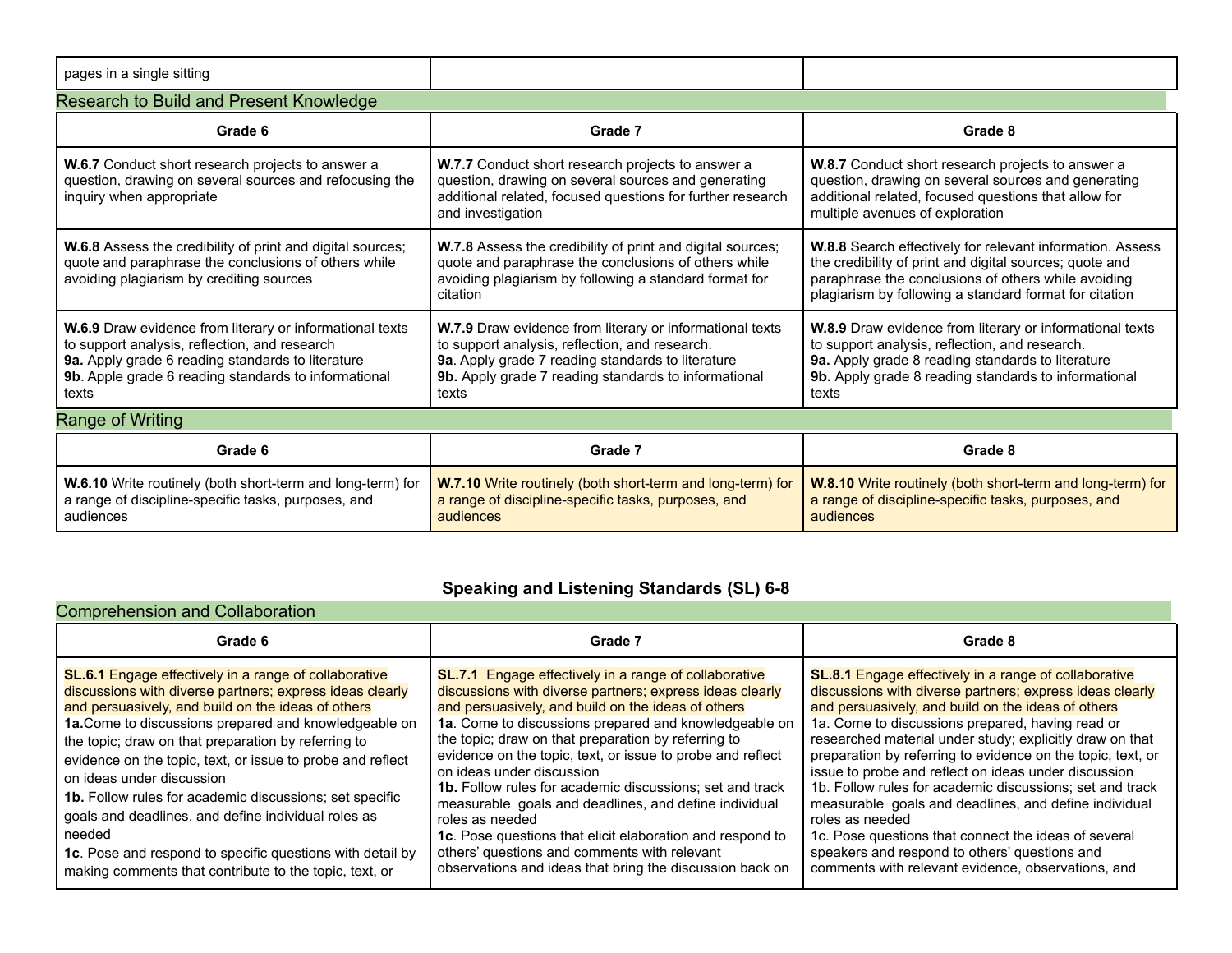| pages in a single sitting | | |
|---|---|---|

## Research to Build and Present Knowledge

| Grade 6 | Grade 7 | Grade 8 |
|---|---|---|
| **W.6.7** Conduct short research projects to answer a question, drawing on several sources and refocusing the inquiry when appropriate | **W.7.7** Conduct short research projects to answer a question, drawing on several sources and generating additional related, focused questions for further research and investigation | **W.8.7** Conduct short research projects to answer a question, drawing on several sources and generating additional related, focused questions that allow for multiple avenues of exploration |
| **W.6.8** Assess the credibility of print and digital sources; quote and paraphrase the conclusions of others while avoiding plagiarism by crediting sources | **W.7.8** Assess the credibility of print and digital sources; quote and paraphrase the conclusions of others while avoiding plagiarism by following a standard format for citation | **W.8.8** Search effectively for relevant information. Assess the credibility of print and digital sources; quote and paraphrase the conclusions of others while avoiding plagiarism by following a standard format for citation |
| **W.6.9** Draw evidence from literary or informational texts to support analysis, reflection, and research<br>**9a.** Apply grade 6 reading standards to literature<br>**9b**. Apple grade 6 reading standards to informational texts | **W.7.9** Draw evidence from literary or informational texts to support analysis, reflection, and research.<br>**9a**. Apply grade 7 reading standards to literature<br>**9b.** Apply grade 7 reading standards to informational texts | **W.8.9** Draw evidence from literary or informational texts to support analysis, reflection, and research.<br>**9a.** Apply grade 8 reading standards to literature<br>**9b.** Apply grade 8 reading standards to informational texts |

## Range of Writing

| Grade 6 | Grade 7 | Grade 8 |
|---|---|---|
| **W.6.10** Write routinely (both short-term and long-term) for a range of discipline-specific tasks, purposes, and audiences | **W.7.10** Write routinely (both short-term and long-term) for a range of discipline-specific tasks, purposes, and audiences | **W.8.10** Write routinely (both short-term and long-term) for a range of discipline-specific tasks, purposes, and audiences |

# Speaking and Listening Standards (SL) 6-8

## Comprehension and Collaboration

| Grade 6 | Grade 7 | Grade 8 |
|---|---|---|
| **SL.6.1** Engage effectively in a range of collaborative discussions with diverse partners; express ideas clearly and persuasively, and build on the ideas of others<br>**1a.**Come to discussions prepared and knowledgeable on the topic; draw on that preparation by referring to evidence on the topic, text, or issue to probe and reflect on ideas under discussion<br>**1b.** Follow rules for academic discussions; set specific goals and deadlines, and define individual roles as needed<br>**1c**. Pose and respond to specific questions with detail by making comments that contribute to the topic, text, or | **SL.7.1** Engage effectively in a range of collaborative discussions with diverse partners; express ideas clearly and persuasively, and build on the ideas of others<br>**1a**. Come to discussions prepared and knowledgeable on the topic; draw on that preparation by referring to evidence on the topic, text, or issue to probe and reflect on ideas under discussion<br>**1b.** Follow rules for academic discussions; set and track measurable goals and deadlines, and define individual roles as needed<br>**1c**. Pose questions that elicit elaboration and respond to others' questions and comments with relevant observations and ideas that bring the discussion back on | **SL.8.1** Engage effectively in a range of collaborative discussions with diverse partners; express ideas clearly and persuasively, and build on the ideas of others<br>1a. Come to discussions prepared, having read or researched material under study; explicitly draw on that preparation by referring to evidence on the topic, text, or issue to probe and reflect on ideas under discussion<br>1b. Follow rules for academic discussions; set and track measurable goals and deadlines, and define individual roles as needed<br>1c. Pose questions that connect the ideas of several speakers and respond to others' questions and comments with relevant evidence, observations, and |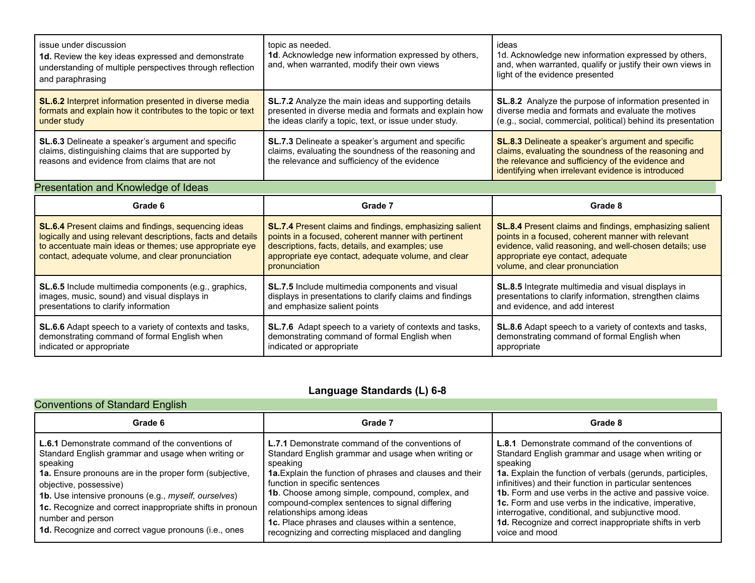| | | |
|---|---|---|
| issue under discussion<br>**1d.** Review the key ideas expressed and demonstrate understanding of multiple perspectives through reflection and paraphrasing | topic as needed.<br>**1d**. Acknowledge new information expressed by others, and, when warranted, modify their own views | ideas<br>1d. Acknowledge new information expressed by others, and, when warranted, qualify or justify their own views in light of the evidence presented |
| **SL.6.2** Interpret information presented in diverse media formats and explain how it contributes to the topic or text under study | **SL.7.2** Analyze the main ideas and supporting details presented in diverse media and formats and explain how the ideas clarify a topic, text, or issue under study. | **SL.8.2** Analyze the purpose of information presented in diverse media and formats and evaluate the motives (e.g., social, commercial, political) behind its presentation |
| **SL.6.3** Delineate a speaker's argument and specific claims, distinguishing claims that are supported by reasons and evidence from claims that are not | **SL.7.3** Delineate a speaker's argument and specific claims, evaluating the soundness of the reasoning and the relevance and sufficiency of the evidence | **SL.8.3** Delineate a speaker's argument and specific claims, evaluating the soundness of the reasoning and the relevance and sufficiency of the evidence and identifying when irrelevant evidence is introduced |

## Presentation and Knowledge of Ideas

| Grade 6 | Grade 7 | Grade 8 |
|---|---|---|
| **SL.6.4** Present claims and findings, sequencing ideas logically and using relevant descriptions, facts and details to accentuate main ideas or themes; use appropriate eye contact, adequate volume, and clear pronunciation | **SL.7.4** Present claims and findings, emphasizing salient points in a focused, coherent manner with pertinent descriptions, facts, details, and examples; use appropriate eye contact, adequate volume, and clear pronunciation | **SL.8.4** Present claims and findings, emphasizing salient points in a focused, coherent manner with relevant evidence, valid reasoning, and well-chosen details; use appropriate eye contact, adequate volume, and clear pronunciation |
| **SL.6.5** Include multimedia components (e.g., graphics, images, music, sound) and visual displays in presentations to clarify information | **SL.7.5** Include multimedia components and visual displays in presentations to clarify claims and findings and emphasize salient points | **SL.8.5** Integrate multimedia and visual displays in presentations to clarify information, strengthen claims and evidence, and add interest |
| **SL.6.6** Adapt speech to a variety of contexts and tasks, demonstrating command of formal English when indicated or appropriate | **SL.7.6** Adapt speech to a variety of contexts and tasks, demonstrating command of formal English when indicated or appropriate | **SL.8.6** Adapt speech to a variety of contexts and tasks, demonstrating command of formal English when appropriate |

# Language Standards (L) 6-8

## Conventions of Standard English

| Grade 6 | Grade 7 | Grade 8 |
|---|---|---|
| **L.6.1** Demonstrate command of the conventions of Standard English grammar and usage when writing or speaking<br>**1a.** Ensure pronouns are in the proper form (subjective, objective, possessive)<br>**1b.** Use intensive pronouns (e.g., *myself, ourselves*)<br>**1c.** Recognize and correct inappropriate shifts in pronoun number and person<br>**1d.** Recognize and correct vague pronouns (i.e., ones | **L.7.1** Demonstrate command of the conventions of Standard English grammar and usage when writing or speaking<br>**1a.**Explain the function of phrases and clauses and their function in specific sentences<br>**1b**. Choose among simple, compound, complex, and compound-complex sentences to signal differing relationships among ideas<br>**1c.** Place phrases and clauses within a sentence, recognizing and correcting misplaced and dangling | **L.8.1** Demonstrate command of the conventions of Standard English grammar and usage when writing or speaking<br>**1a.** Explain the function of verbals (gerunds, participles, infinitives) and their function in particular sentences<br>**1b.** Form and use verbs in the active and passive voice.<br>**1c.** Form and use verbs in the indicative, imperative, interrogative, conditional, and subjunctive mood.<br>**1d.** Recognize and correct inappropriate shifts in verb voice and mood |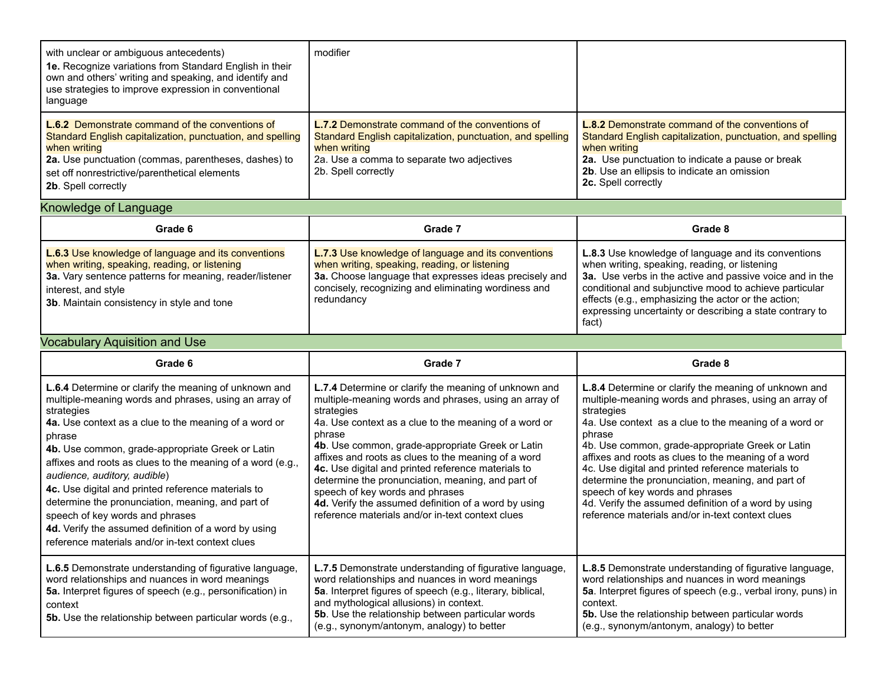| | | |
|---|---|---|
| with unclear or ambiguous antecedents)<br>**1e.** Recognize variations from Standard English in their own and others' writing and speaking, and identify and use strategies to improve expression in conventional language | modifier | |
| **L.6.2** Demonstrate command of the conventions of Standard English capitalization, punctuation, and spelling when writing<br>**2a.** Use punctuation (commas, parentheses, dashes) to set off nonrestrictive/parenthetical elements<br>**2b**. Spell correctly | **L.7.2** Demonstrate command of the conventions of Standard English capitalization, punctuation, and spelling when writing<br>2a. Use a comma to separate two adjectives<br>2b. Spell correctly | **L.8.2** Demonstrate command of the conventions of Standard English capitalization, punctuation, and spelling when writing<br>**2a.** Use punctuation to indicate a pause or break<br>**2b**. Use an ellipsis to indicate an omission<br>**2c.** Spell correctly |

## Knowledge of Language

| Grade 6 | Grade 7 | Grade 8 |
|---|---|---|
| **L.6.3** Use knowledge of language and its conventions when writing, speaking, reading, or listening<br>**3a.** Vary sentence patterns for meaning, reader/listener interest, and style<br>**3b**. Maintain consistency in style and tone | **L.7.3** Use knowledge of language and its conventions when writing, speaking, reading, or listening<br>**3a.** Choose language that expresses ideas precisely and concisely, recognizing and eliminating wordiness and redundancy | **L.8.3** Use knowledge of language and its conventions when writing, speaking, reading, or listening<br>**3a.** Use verbs in the active and passive voice and in the conditional and subjunctive mood to achieve particular effects (e.g., emphasizing the actor or the action; expressing uncertainty or describing a state contrary to fact) |

## Vocabulary Aquisition and Use

| Grade 6 | Grade 7 | Grade 8 |
|---|---|---|
| **L.6.4** Determine or clarify the meaning of unknown and multiple-meaning words and phrases, using an array of strategies<br>**4a.** Use context as a clue to the meaning of a word or phrase<br>**4b.** Use common, grade-appropriate Greek or Latin affixes and roots as clues to the meaning of a word (e.g., *audience, auditory, audible*)<br>**4c.** Use digital and printed reference materials to determine the pronunciation, meaning, and part of speech of key words and phrases<br>**4d.** Verify the assumed definition of a word by using reference materials and/or in-text context clues | **L.7.4** Determine or clarify the meaning of unknown and multiple-meaning words and phrases, using an array of strategies<br>4a. Use context as a clue to the meaning of a word or phrase<br>**4b**. Use common, grade-appropriate Greek or Latin affixes and roots as clues to the meaning of a word<br>**4c.** Use digital and printed reference materials to determine the pronunciation, meaning, and part of speech of key words and phrases<br>**4d.** Verify the assumed definition of a word by using reference materials and/or in-text context clues | **L.8.4** Determine or clarify the meaning of unknown and multiple-meaning words and phrases, using an array of strategies<br>4a. Use context as a clue to the meaning of a word or phrase<br>4b. Use common, grade-appropriate Greek or Latin affixes and roots as clues to the meaning of a word<br>4c. Use digital and printed reference materials to determine the pronunciation, meaning, and part of speech of key words and phrases<br>4d. Verify the assumed definition of a word by using reference materials and/or in-text context clues |
| **L.6.5** Demonstrate understanding of figurative language, word relationships and nuances in word meanings<br>**5a.** Interpret figures of speech (e.g., personification) in context<br>**5b.** Use the relationship between particular words (e.g., | **L.7.5** Demonstrate understanding of figurative language, word relationships and nuances in word meanings<br>**5a**. Interpret figures of speech (e.g., literary, biblical, and mythological allusions) in context.<br>**5b**. Use the relationship between particular words (e.g., synonym/antonym, analogy) to better | **L.8.5** Demonstrate understanding of figurative language, word relationships and nuances in word meanings<br>**5a**. Interpret figures of speech (e.g., verbal irony, puns) in context.<br>**5b.** Use the relationship between particular words (e.g., synonym/antonym, analogy) to better |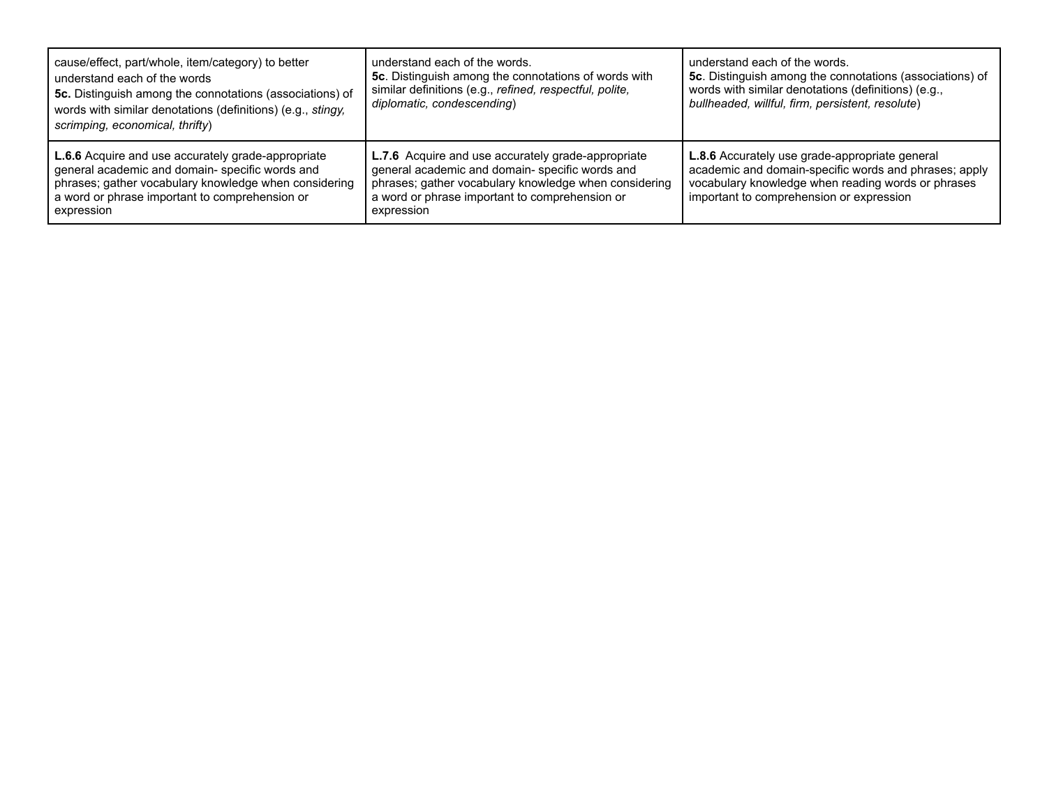| | | |
|---|---|---|
| cause/effect, part/whole, item/category) to better understand each of the words<br>**5c.** Distinguish among the connotations (associations) of words with similar denotations (definitions) (e.g., *stingy, scrimping, economical, thrifty*) | understand each of the words.<br>**5c**. Distinguish among the connotations of words with similar definitions (e.g., *refined, respectful, polite, diplomatic, condescending*) | understand each of the words.<br>**5c**. Distinguish among the connotations (associations) of words with similar denotations (definitions) (e.g., *bullheaded, willful, firm, persistent, resolute*) |
| **L.6.6** Acquire and use accurately grade-appropriate general academic and domain- specific words and phrases; gather vocabulary knowledge when considering a word or phrase important to comprehension or expression | **L.7.6** Acquire and use accurately grade-appropriate general academic and domain- specific words and phrases; gather vocabulary knowledge when considering a word or phrase important to comprehension or expression | **L.8.6** Accurately use grade-appropriate general academic and domain-specific words and phrases; apply vocabulary knowledge when reading words or phrases important to comprehension or expression |